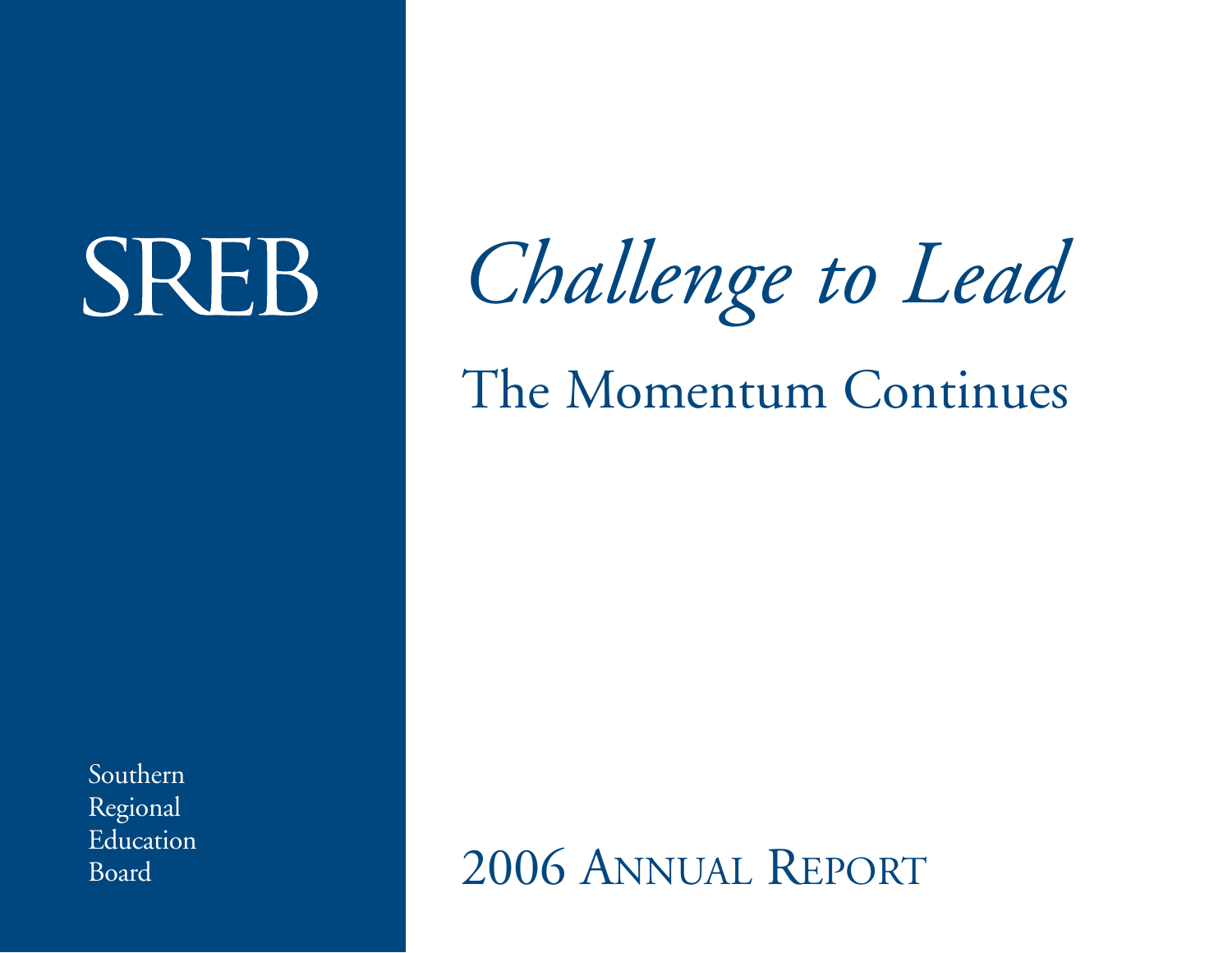SREB

Southern
Regional
Education
Board

# *Challenge to Lead*

## The Momentum Continues

2006 Annual Report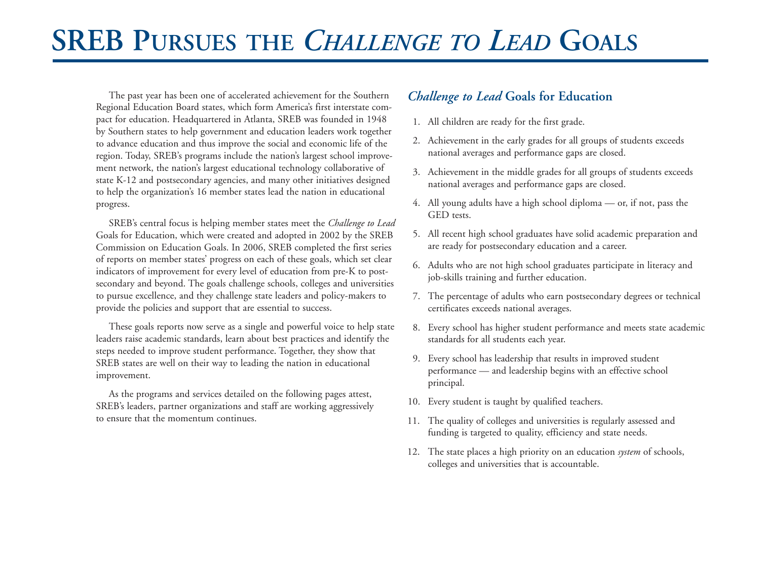# SREB Pursues the *Challenge to Lead* Goals

The past year has been one of accelerated achievement for the Southern Regional Education Board states, which form America's first interstate compact for education. Headquartered in Atlanta, SREB was founded in 1948 by Southern states to help government and education leaders work together to advance education and thus improve the social and economic life of the region. Today, SREB's programs include the nation's largest school improvement network, the nation's largest educational technology collaborative of state K-12 and postsecondary agencies, and many other initiatives designed to help the organization's 16 member states lead the nation in educational progress.

SREB's central focus is helping member states meet the *Challenge to Lead* Goals for Education, which were created and adopted in 2002 by the SREB Commission on Education Goals. In 2006, SREB completed the first series of reports on member states' progress on each of these goals, which set clear indicators of improvement for every level of education from pre-K to postsecondary and beyond. The goals challenge schools, colleges and universities to pursue excellence, and they challenge state leaders and policy-makers to provide the policies and support that are essential to success.

These goals reports now serve as a single and powerful voice to help state leaders raise academic standards, learn about best practices and identify the steps needed to improve student performance. Together, they show that SREB states are well on their way to leading the nation in educational improvement.

As the programs and services detailed on the following pages attest, SREB's leaders, partner organizations and staff are working aggressively to ensure that the momentum continues.

## *Challenge to Lead* Goals for Education

1. All children are ready for the first grade.
2. Achievement in the early grades for all groups of students exceeds national averages and performance gaps are closed.
3. Achievement in the middle grades for all groups of students exceeds national averages and performance gaps are closed.
4. All young adults have a high school diploma — or, if not, pass the GED tests.
5. All recent high school graduates have solid academic preparation and are ready for postsecondary education and a career.
6. Adults who are not high school graduates participate in literacy and job-skills training and further education.
7. The percentage of adults who earn postsecondary degrees or technical certificates exceeds national averages.
8. Every school has higher student performance and meets state academic standards for all students each year.
9. Every school has leadership that results in improved student performance — and leadership begins with an effective school principal.
10. Every student is taught by qualified teachers.
11. The quality of colleges and universities is regularly assessed and funding is targeted to quality, efficiency and state needs.
12. The state places a high priority on an education *system* of schools, colleges and universities that is accountable.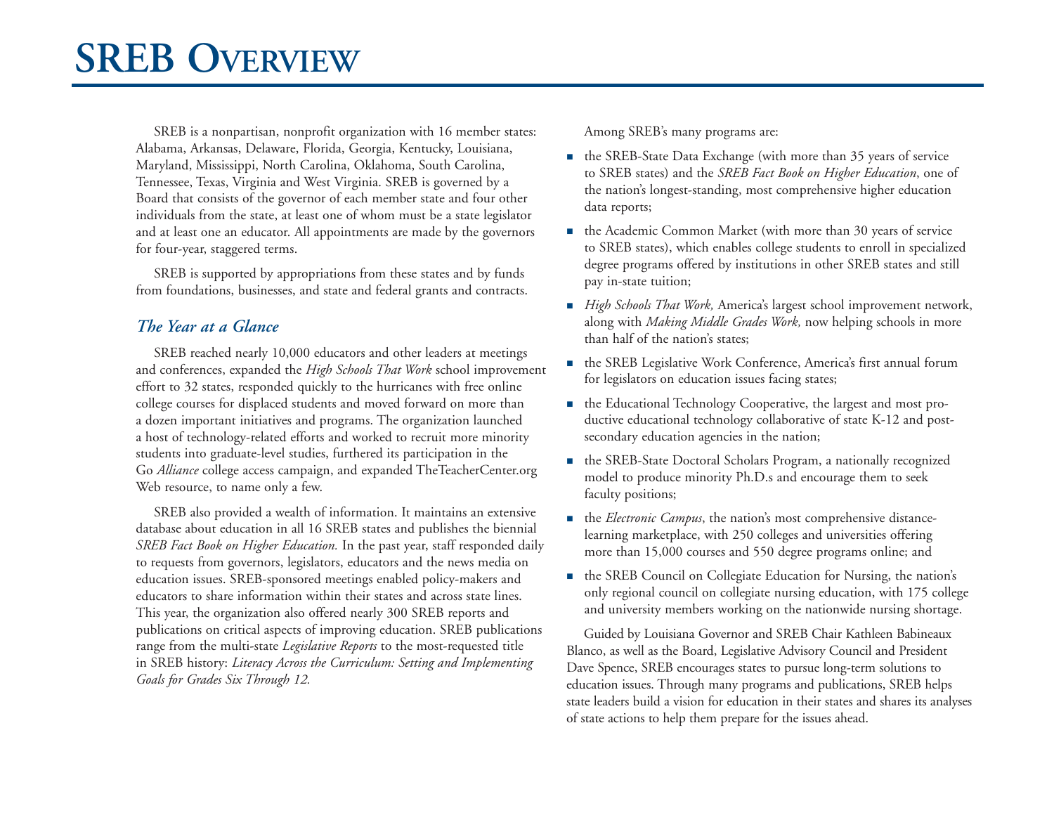# SREB Overview

SREB is a nonpartisan, nonprofit organization with 16 member states: Alabama, Arkansas, Delaware, Florida, Georgia, Kentucky, Louisiana, Maryland, Mississippi, North Carolina, Oklahoma, South Carolina, Tennessee, Texas, Virginia and West Virginia. SREB is governed by a Board that consists of the governor of each member state and four other individuals from the state, at least one of whom must be a state legislator and at least one an educator. All appointments are made by the governors for four-year, staggered terms.

SREB is supported by appropriations from these states and by funds from foundations, businesses, and state and federal grants and contracts.

## *The Year at a Glance*

SREB reached nearly 10,000 educators and other leaders at meetings and conferences, expanded the *High Schools That Work* school improvement effort to 32 states, responded quickly to the hurricanes with free online college courses for displaced students and moved forward on more than a dozen important initiatives and programs. The organization launched a host of technology-related efforts and worked to recruit more minority students into graduate-level studies, furthered its participation in the Go *Alliance* college access campaign, and expanded TheTeacherCenter.org Web resource, to name only a few.

SREB also provided a wealth of information. It maintains an extensive database about education in all 16 SREB states and publishes the biennial *SREB Fact Book on Higher Education.* In the past year, staff responded daily to requests from governors, legislators, educators and the news media on education issues. SREB-sponsored meetings enabled policy-makers and educators to share information within their states and across state lines. This year, the organization also offered nearly 300 SREB reports and publications on critical aspects of improving education. SREB publications range from the multi-state *Legislative Reports* to the most-requested title in SREB history: *Literacy Across the Curriculum: Setting and Implementing Goals for Grades Six Through 12.*

Among SREB's many programs are:

- the SREB-State Data Exchange (with more than 35 years of service to SREB states) and the *SREB Fact Book on Higher Education*, one of the nation's longest-standing, most comprehensive higher education data reports;
- the Academic Common Market (with more than 30 years of service to SREB states), which enables college students to enroll in specialized degree programs offered by institutions in other SREB states and still pay in-state tuition;
- *High Schools That Work,* America's largest school improvement network, along with *Making Middle Grades Work,* now helping schools in more than half of the nation's states;
- the SREB Legislative Work Conference, America's first annual forum for legislators on education issues facing states;
- the Educational Technology Cooperative, the largest and most productive educational technology collaborative of state K-12 and postsecondary education agencies in the nation;
- the SREB-State Doctoral Scholars Program, a nationally recognized model to produce minority Ph.D.s and encourage them to seek faculty positions;
- the *Electronic Campus*, the nation's most comprehensive distance-learning marketplace, with 250 colleges and universities offering more than 15,000 courses and 550 degree programs online; and
- the SREB Council on Collegiate Education for Nursing, the nation's only regional council on collegiate nursing education, with 175 college and university members working on the nationwide nursing shortage.

Guided by Louisiana Governor and SREB Chair Kathleen Babineaux Blanco, as well as the Board, Legislative Advisory Council and President Dave Spence, SREB encourages states to pursue long-term solutions to education issues. Through many programs and publications, SREB helps state leaders build a vision for education in their states and shares its analyses of state actions to help them prepare for the issues ahead.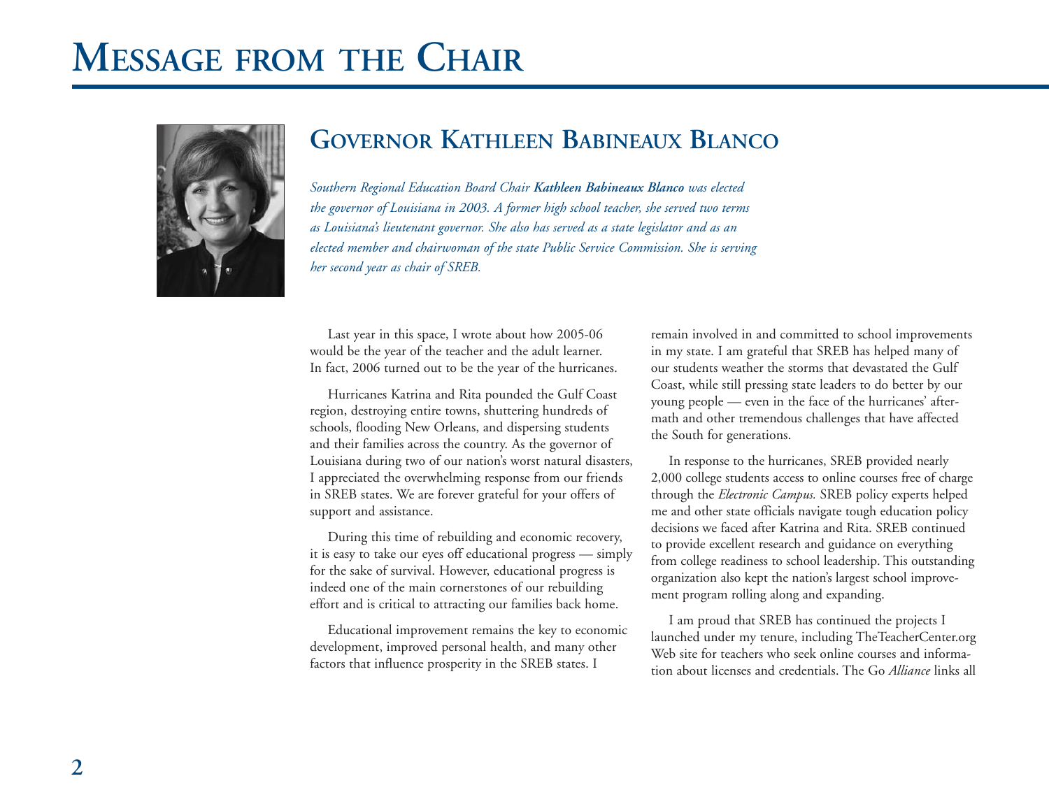# Message from the Chair

## Governor Kathleen Babineaux Blanco

*Southern Regional Education Board Chair **Kathleen Babineaux Blanco** was elected the governor of Louisiana in 2003. A former high school teacher, she served two terms as Louisiana's lieutenant governor. She also has served as a state legislator and as an elected member and chairwoman of the state Public Service Commission. She is serving her second year as chair of SREB.*

Last year in this space, I wrote about how 2005-06 would be the year of the teacher and the adult learner. In fact, 2006 turned out to be the year of the hurricanes.

Hurricanes Katrina and Rita pounded the Gulf Coast region, destroying entire towns, shuttering hundreds of schools, flooding New Orleans, and dispersing students and their families across the country. As the governor of Louisiana during two of our nation's worst natural disasters, I appreciated the overwhelming response from our friends in SREB states. We are forever grateful for your offers of support and assistance.

During this time of rebuilding and economic recovery, it is easy to take our eyes off educational progress — simply for the sake of survival. However, educational progress is indeed one of the main cornerstones of our rebuilding effort and is critical to attracting our families back home.

Educational improvement remains the key to economic development, improved personal health, and many other factors that influence prosperity in the SREB states. I remain involved in and committed to school improvements in my state. I am grateful that SREB has helped many of our students weather the storms that devastated the Gulf Coast, while still pressing state leaders to do better by our young people — even in the face of the hurricanes' aftermath and other tremendous challenges that have affected the South for generations.

In response to the hurricanes, SREB provided nearly 2,000 college students access to online courses free of charge through the *Electronic Campus.* SREB policy experts helped me and other state officials navigate tough education policy decisions we faced after Katrina and Rita. SREB continued to provide excellent research and guidance on everything from college readiness to school leadership. This outstanding organization also kept the nation's largest school improvement program rolling along and expanding.

I am proud that SREB has continued the projects I launched under my tenure, including TheTeacherCenter.org Web site for teachers who seek online courses and information about licenses and credentials. The Go *Alliance* links all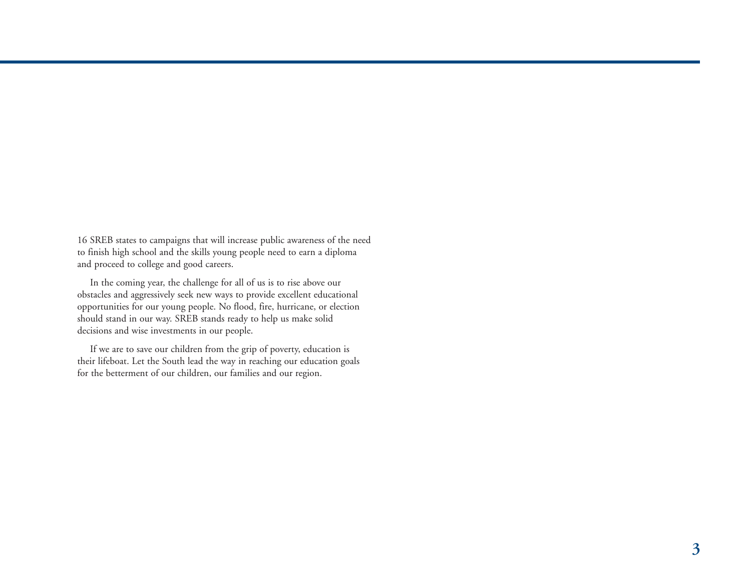16 SREB states to campaigns that will increase public awareness of the need to finish high school and the skills young people need to earn a diploma and proceed to college and good careers.

In the coming year, the challenge for all of us is to rise above our obstacles and aggressively seek new ways to provide excellent educational opportunities for our young people. No flood, fire, hurricane, or election should stand in our way. SREB stands ready to help us make solid decisions and wise investments in our people.

If we are to save our children from the grip of poverty, education is their lifeboat. Let the South lead the way in reaching our education goals for the betterment of our children, our families and our region.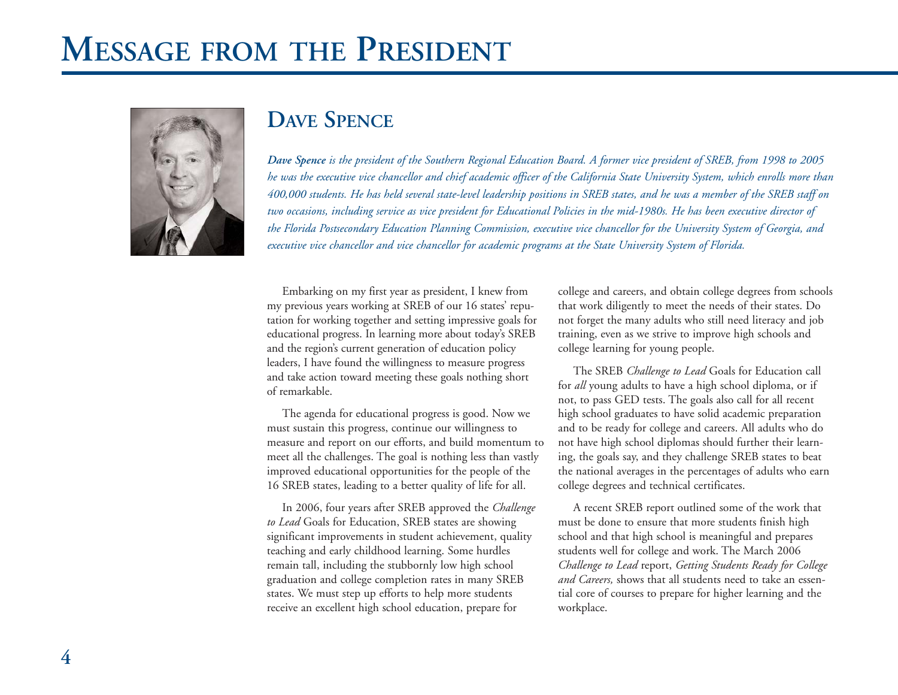# Message from the President

## Dave Spence

***Dave Spence** is the president of the Southern Regional Education Board. A former vice president of SREB, from 1998 to 2005 he was the executive vice chancellor and chief academic officer of the California State University System, which enrolls more than 400,000 students. He has held several state-level leadership positions in SREB states, and he was a member of the SREB staff on two occasions, including service as vice president for Educational Policies in the mid-1980s. He has been executive director of the Florida Postsecondary Education Planning Commission, executive vice chancellor for the University System of Georgia, and executive vice chancellor and vice chancellor for academic programs at the State University System of Florida.*

Embarking on my first year as president, I knew from my previous years working at SREB of our 16 states' reputation for working together and setting impressive goals for educational progress. In learning more about today's SREB and the region's current generation of education policy leaders, I have found the willingness to measure progress and take action toward meeting these goals nothing short of remarkable.

The agenda for educational progress is good. Now we must sustain this progress, continue our willingness to measure and report on our efforts, and build momentum to meet all the challenges. The goal is nothing less than vastly improved educational opportunities for the people of the 16 SREB states, leading to a better quality of life for all.

In 2006, four years after SREB approved the *Challenge to Lead* Goals for Education, SREB states are showing significant improvements in student achievement, quality teaching and early childhood learning. Some hurdles remain tall, including the stubbornly low high school graduation and college completion rates in many SREB states. We must step up efforts to help more students receive an excellent high school education, prepare for college and careers, and obtain college degrees from schools that work diligently to meet the needs of their states. Do not forget the many adults who still need literacy and job training, even as we strive to improve high schools and college learning for young people.

The SREB *Challenge to Lead* Goals for Education call for *all* young adults to have a high school diploma, or if not, to pass GED tests. The goals also call for all recent high school graduates to have solid academic preparation and to be ready for college and careers. All adults who do not have high school diplomas should further their learning, the goals say, and they challenge SREB states to beat the national averages in the percentages of adults who earn college degrees and technical certificates.

A recent SREB report outlined some of the work that must be done to ensure that more students finish high school and that high school is meaningful and prepares students well for college and work. The March 2006 *Challenge to Lead* report, *Getting Students Ready for College and Careers,* shows that all students need to take an essential core of courses to prepare for higher learning and the workplace.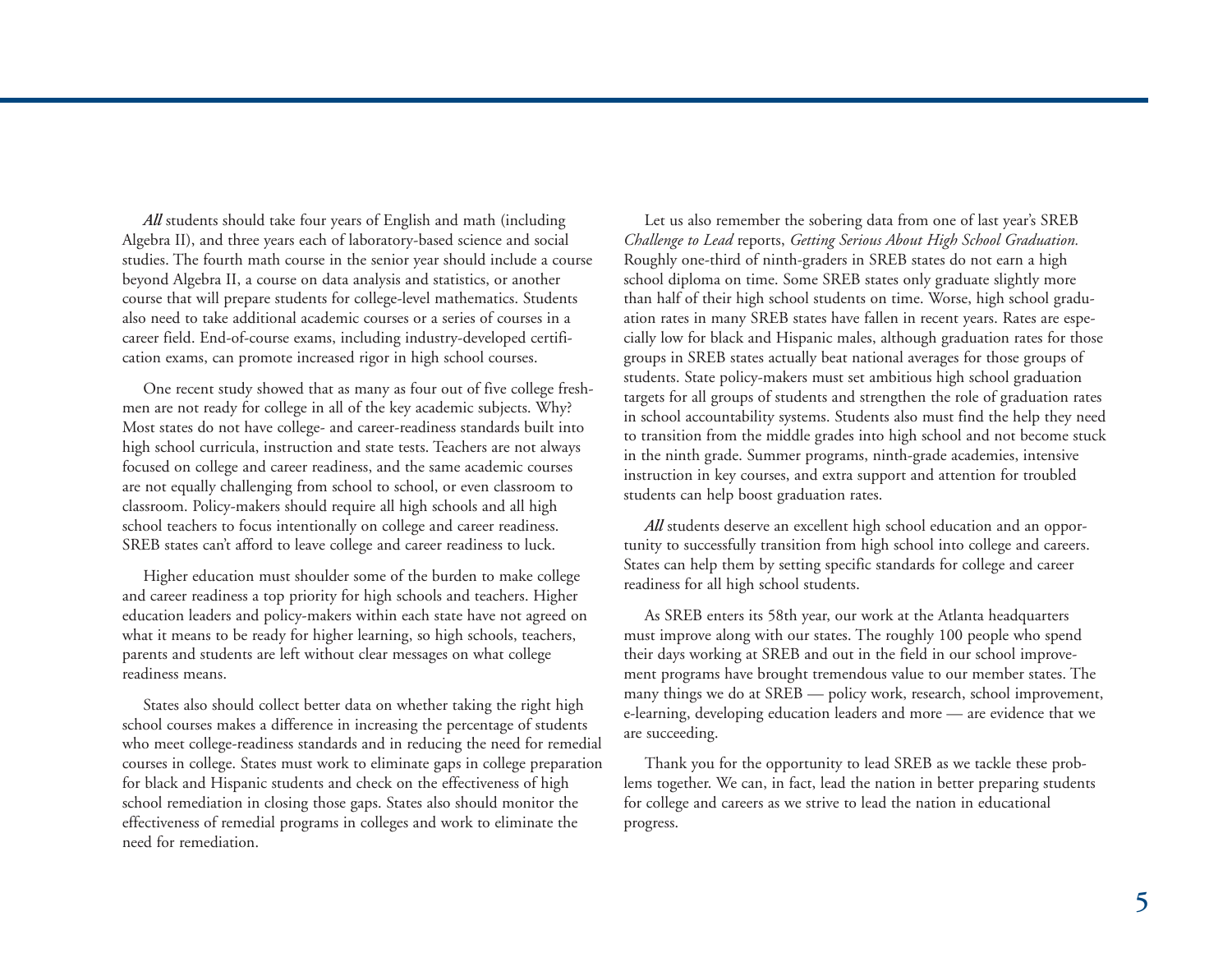***All*** students should take four years of English and math (including Algebra II), and three years each of laboratory-based science and social studies. The fourth math course in the senior year should include a course beyond Algebra II, a course on data analysis and statistics, or another course that will prepare students for college-level mathematics. Students also need to take additional academic courses or a series of courses in a career field. End-of-course exams, including industry-developed certification exams, can promote increased rigor in high school courses.

One recent study showed that as many as four out of five college freshmen are not ready for college in all of the key academic subjects. Why? Most states do not have college- and career-readiness standards built into high school curricula, instruction and state tests. Teachers are not always focused on college and career readiness, and the same academic courses are not equally challenging from school to school, or even classroom to classroom. Policy-makers should require all high schools and all high school teachers to focus intentionally on college and career readiness. SREB states can't afford to leave college and career readiness to luck.

Higher education must shoulder some of the burden to make college and career readiness a top priority for high schools and teachers. Higher education leaders and policy-makers within each state have not agreed on what it means to be ready for higher learning, so high schools, teachers, parents and students are left without clear messages on what college readiness means.

States also should collect better data on whether taking the right high school courses makes a difference in increasing the percentage of students who meet college-readiness standards and in reducing the need for remedial courses in college. States must work to eliminate gaps in college preparation for black and Hispanic students and check on the effectiveness of high school remediation in closing those gaps. States also should monitor the effectiveness of remedial programs in colleges and work to eliminate the need for remediation.

Let us also remember the sobering data from one of last year's SREB *Challenge to Lead* reports, *Getting Serious About High School Graduation.* Roughly one-third of ninth-graders in SREB states do not earn a high school diploma on time. Some SREB states only graduate slightly more than half of their high school students on time. Worse, high school graduation rates in many SREB states have fallen in recent years. Rates are especially low for black and Hispanic males, although graduation rates for those groups in SREB states actually beat national averages for those groups of students. State policy-makers must set ambitious high school graduation targets for all groups of students and strengthen the role of graduation rates in school accountability systems. Students also must find the help they need to transition from the middle grades into high school and not become stuck in the ninth grade. Summer programs, ninth-grade academies, intensive instruction in key courses, and extra support and attention for troubled students can help boost graduation rates.

***All*** students deserve an excellent high school education and an opportunity to successfully transition from high school into college and careers. States can help them by setting specific standards for college and career readiness for all high school students.

As SREB enters its 58th year, our work at the Atlanta headquarters must improve along with our states. The roughly 100 people who spend their days working at SREB and out in the field in our school improvement programs have brought tremendous value to our member states. The many things we do at SREB — policy work, research, school improvement, e-learning, developing education leaders and more — are evidence that we are succeeding.

Thank you for the opportunity to lead SREB as we tackle these problems together. We can, in fact, lead the nation in better preparing students for college and careers as we strive to lead the nation in educational progress.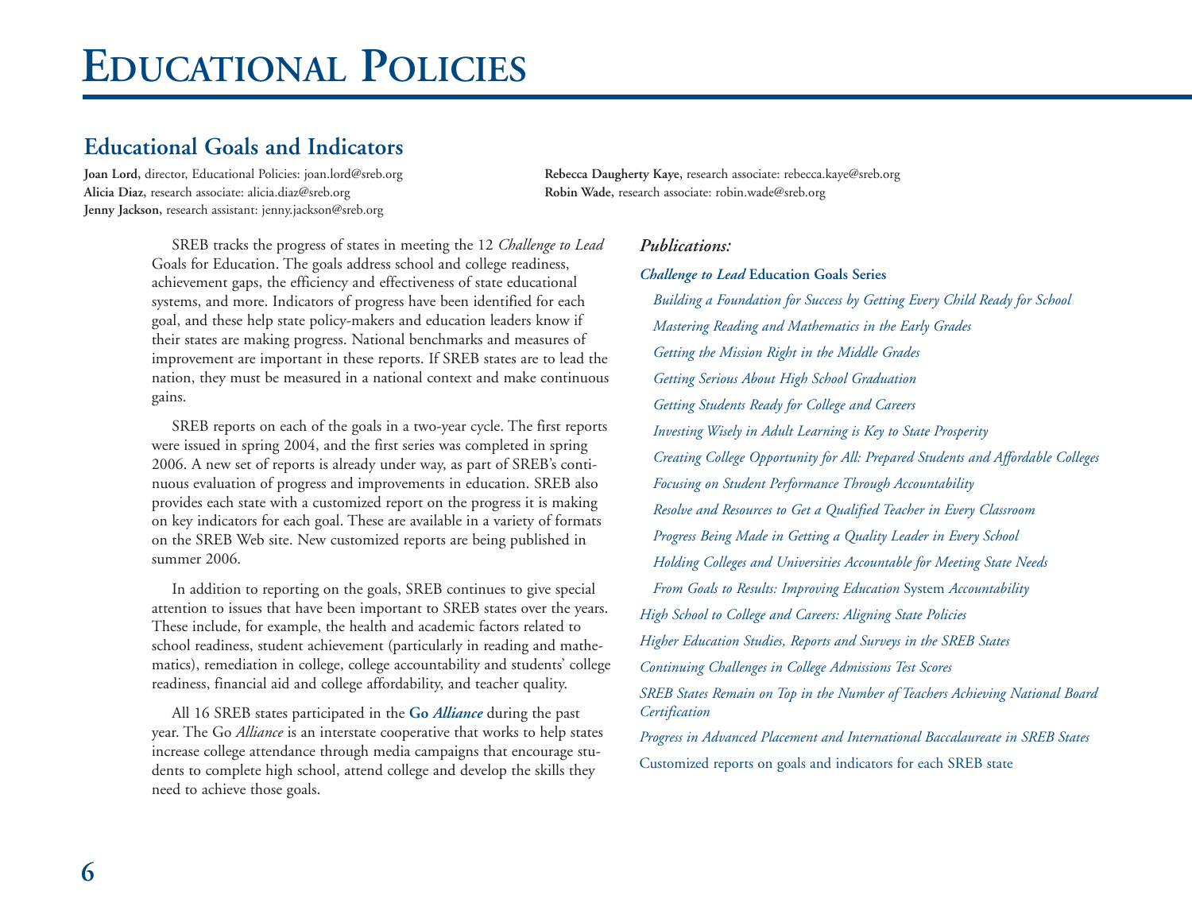# Educational Policies

## Educational Goals and Indicators

**Joan Lord**, director, Educational Policies: joan.lord@sreb.org
**Alicia Diaz,** research associate: alicia.diaz@sreb.org
**Jenny Jackson,** research assistant: jenny.jackson@sreb.org
**Rebecca Daugherty Kaye,** research associate: rebecca.kaye@sreb.org
**Robin Wade,** research associate: robin.wade@sreb.org

SREB tracks the progress of states in meeting the 12 *Challenge to Lead* Goals for Education. The goals address school and college readiness, achievement gaps, the efficiency and effectiveness of state educational systems, and more. Indicators of progress have been identified for each goal, and these help state policy-makers and education leaders know if their states are making progress. National benchmarks and measures of improvement are important in these reports. If SREB states are to lead the nation, they must be measured in a national context and make continuous gains.

SREB reports on each of the goals in a two-year cycle. The first reports were issued in spring 2004, and the first series was completed in spring 2006. A new set of reports is already under way, as part of SREB's continuous evaluation of progress and improvements in education. SREB also provides each state with a customized report on the progress it is making on key indicators for each goal. These are available in a variety of formats on the SREB Web site. New customized reports are being published in summer 2006.

In addition to reporting on the goals, SREB continues to give special attention to issues that have been important to SREB states over the years. These include, for example, the health and academic factors related to school readiness, student achievement (particularly in reading and mathematics), remediation in college, college accountability and students' college readiness, financial aid and college affordability, and teacher quality.

All 16 SREB states participated in the **Go *Alliance*** during the past year. The Go *Alliance* is an interstate cooperative that works to help states increase college attendance through media campaigns that encourage students to complete high school, attend college and develop the skills they need to achieve those goals.

***Publications:***

***Challenge to Lead* Education Goals Series**

- *Building a Foundation for Success by Getting Every Child Ready for School*
- *Mastering Reading and Mathematics in the Early Grades*
- *Getting the Mission Right in the Middle Grades*
- *Getting Serious About High School Graduation*
- *Getting Students Ready for College and Careers*
- *Investing Wisely in Adult Learning is Key to State Prosperity*
- *Creating College Opportunity for All: Prepared Students and Affordable Colleges*
- *Focusing on Student Performance Through Accountability*
- *Resolve and Resources to Get a Qualified Teacher in Every Classroom*
- *Progress Being Made in Getting a Quality Leader in Every School*
- *Holding Colleges and Universities Accountable for Meeting State Needs*
- *From Goals to Results: Improving Education* System *Accountability*

*High School to College and Careers: Aligning State Policies*

*Higher Education Studies, Reports and Surveys in the SREB States*

*Continuing Challenges in College Admissions Test Scores*

*SREB States Remain on Top in the Number of Teachers Achieving National Board Certification*

*Progress in Advanced Placement and International Baccalaureate in SREB States*

Customized reports on goals and indicators for each SREB state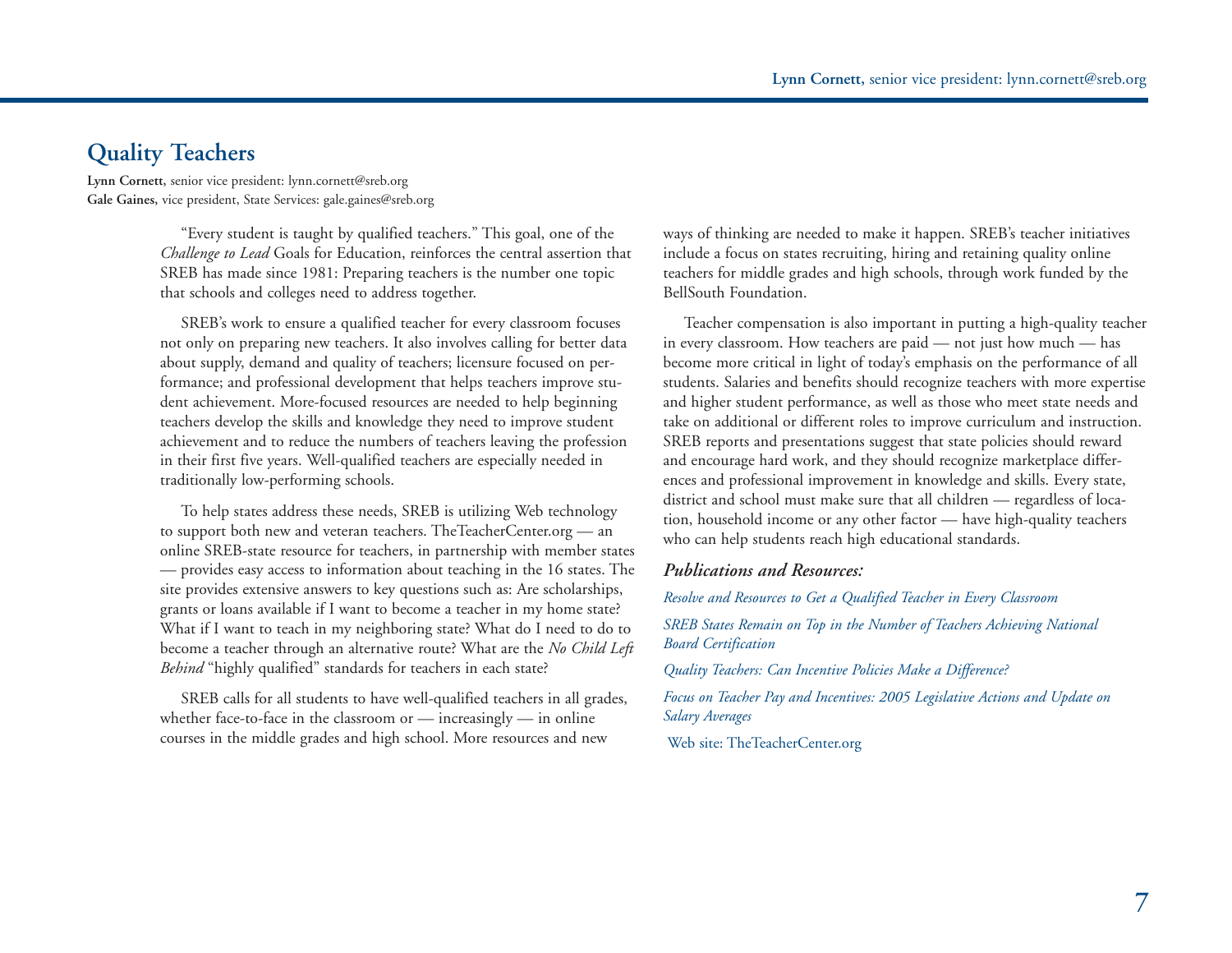## Quality Teachers

**Lynn Cornett**, senior vice president: lynn.cornett@sreb.org
**Gale Gaines**, vice president, State Services: gale.gaines@sreb.org

"Every student is taught by qualified teachers." This goal, one of the *Challenge to Lead* Goals for Education, reinforces the central assertion that SREB has made since 1981: Preparing teachers is the number one topic that schools and colleges need to address together.

SREB's work to ensure a qualified teacher for every classroom focuses not only on preparing new teachers. It also involves calling for better data about supply, demand and quality of teachers; licensure focused on performance; and professional development that helps teachers improve student achievement. More-focused resources are needed to help beginning teachers develop the skills and knowledge they need to improve student achievement and to reduce the numbers of teachers leaving the profession in their first five years. Well-qualified teachers are especially needed in traditionally low-performing schools.

To help states address these needs, SREB is utilizing Web technology to support both new and veteran teachers. TheTeacherCenter.org — an online SREB-state resource for teachers, in partnership with member states — provides easy access to information about teaching in the 16 states. The site provides extensive answers to key questions such as: Are scholarships, grants or loans available if I want to become a teacher in my home state? What if I want to teach in my neighboring state? What do I need to do to become a teacher through an alternative route? What are the *No Child Left Behind* "highly qualified" standards for teachers in each state?

SREB calls for all students to have well-qualified teachers in all grades, whether face-to-face in the classroom or — increasingly — in online courses in the middle grades and high school. More resources and new ways of thinking are needed to make it happen. SREB's teacher initiatives include a focus on states recruiting, hiring and retaining quality online teachers for middle grades and high schools, through work funded by the BellSouth Foundation.

Teacher compensation is also important in putting a high-quality teacher in every classroom. How teachers are paid — not just how much — has become more critical in light of today's emphasis on the performance of all students. Salaries and benefits should recognize teachers with more expertise and higher student performance, as well as those who meet state needs and take on additional or different roles to improve curriculum and instruction. SREB reports and presentations suggest that state policies should reward and encourage hard work, and they should recognize marketplace differences and professional improvement in knowledge and skills. Every state, district and school must make sure that all children — regardless of location, household income or any other factor — have high-quality teachers who can help students reach high educational standards.

### *Publications and Resources:*

*Resolve and Resources to Get a Qualified Teacher in Every Classroom*

*SREB States Remain on Top in the Number of Teachers Achieving National Board Certification*

*Quality Teachers: Can Incentive Policies Make a Difference?*

*Focus on Teacher Pay and Incentives: 2005 Legislative Actions and Update on Salary Averages*

Web site: TheTeacherCenter.org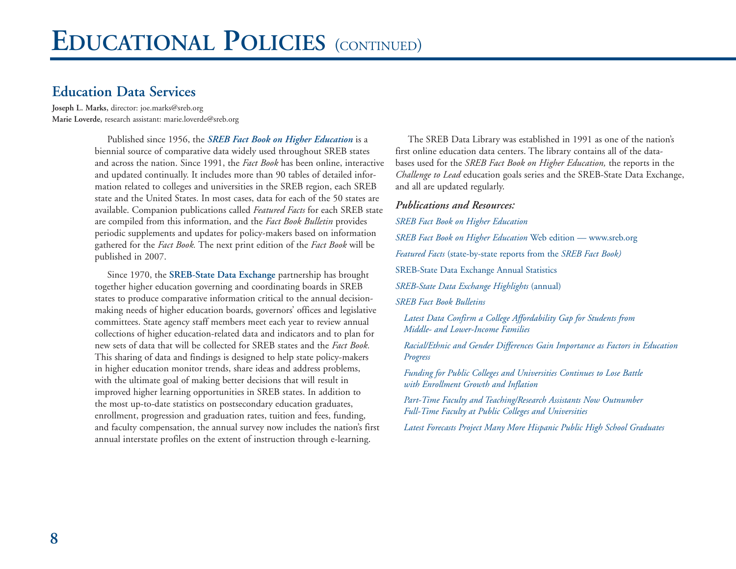# Educational Policies (continued)

## Education Data Services

**Joseph L. Marks**, director: joe.marks@sreb.org
**Marie Loverde**, research assistant: marie.loverde@sreb.org

Published since 1956, the ***SREB Fact Book on Higher Education*** is a biennial source of comparative data widely used throughout SREB states and across the nation. Since 1991, the *Fact Book* has been online, interactive and updated continually. It includes more than 90 tables of detailed information related to colleges and universities in the SREB region, each SREB state and the United States. In most cases, data for each of the 50 states are available. Companion publications called *Featured Facts* for each SREB state are compiled from this information, and the *Fact Book Bulletin* provides periodic supplements and updates for policy-makers based on information gathered for the *Fact Book.* The next print edition of the *Fact Book* will be published in 2007.

Since 1970, the **SREB-State Data Exchange** partnership has brought together higher education governing and coordinating boards in SREB states to produce comparative information critical to the annual decision-making needs of higher education boards, governors' offices and legislative committees. State agency staff members meet each year to review annual collections of higher education-related data and indicators and to plan for new sets of data that will be collected for SREB states and the *Fact Book.* This sharing of data and findings is designed to help state policy-makers in higher education monitor trends, share ideas and address problems, with the ultimate goal of making better decisions that will result in improved higher learning opportunities in SREB states. In addition to the most up-to-date statistics on postsecondary education graduates, enrollment, progression and graduation rates, tuition and fees, funding, and faculty compensation, the annual survey now includes the nation's first annual interstate profiles on the extent of instruction through e-learning.

The SREB Data Library was established in 1991 as one of the nation's first online education data centers. The library contains all of the databases used for the *SREB Fact Book on Higher Education,* the reports in the *Challenge to Lead* education goals series and the SREB-State Data Exchange, and all are updated regularly.

***Publications and Resources:***

*SREB Fact Book on Higher Education*

*SREB Fact Book on Higher Education* Web edition — www.sreb.org

*Featured Facts* (state-by-state reports from the *SREB Fact Book)*

SREB-State Data Exchange Annual Statistics

*SREB-State Data Exchange Highlights* (annual)

*SREB Fact Book Bulletins*

- *Latest Data Confirm a College Affordability Gap for Students from Middle- and Lower-Income Families*
- *Racial/Ethnic and Gender Differences Gain Importance as Factors in Education Progress*
- *Funding for Public Colleges and Universities Continues to Lose Battle with Enrollment Growth and Inflation*
- *Part-Time Faculty and Teaching/Research Assistants Now Outnumber Full-Time Faculty at Public Colleges and Universities*
- *Latest Forecasts Project Many More Hispanic Public High School Graduates*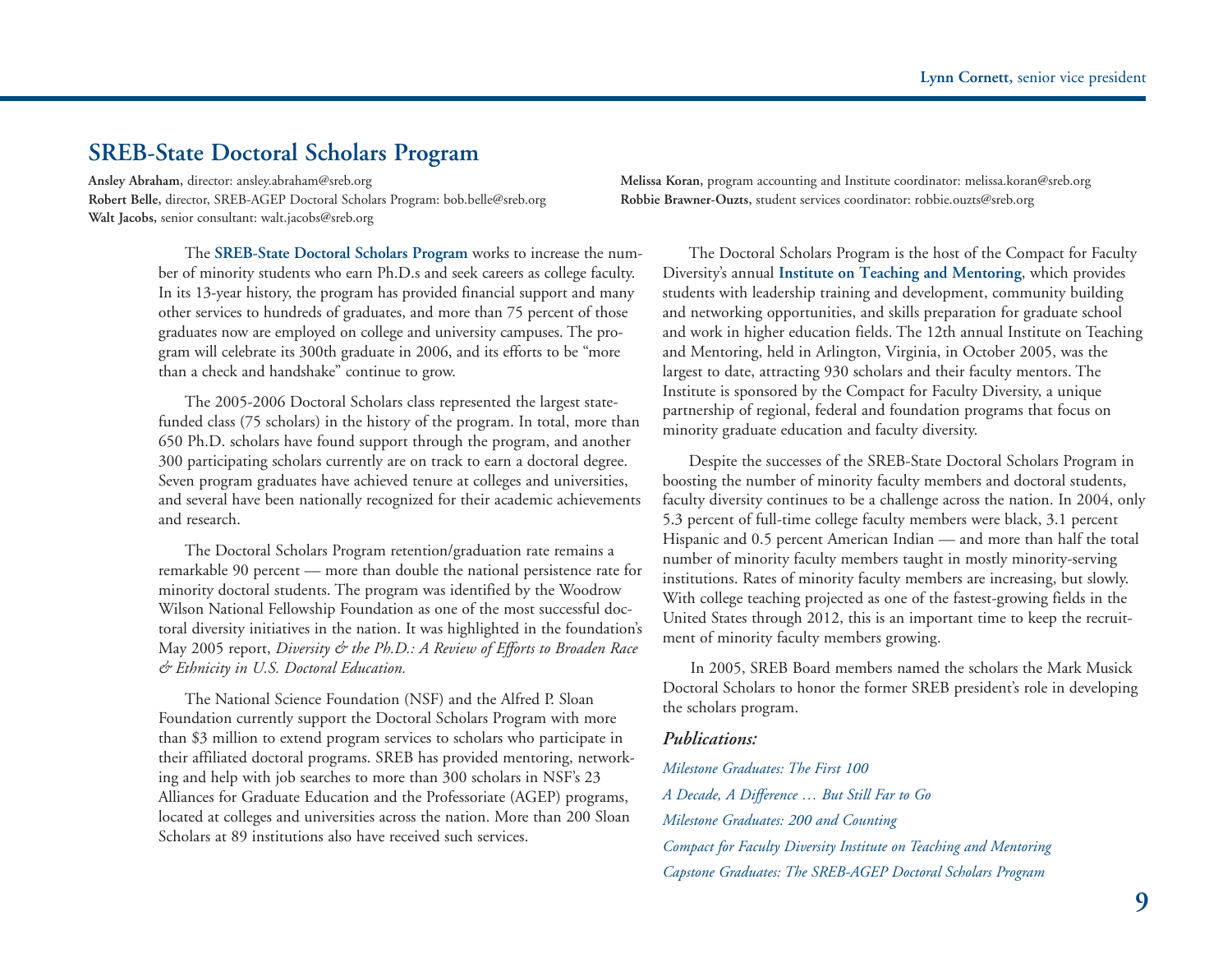Lynn Cornett, senior vice president

## SREB-State Doctoral Scholars Program

**Ansley Abraham,** director: ansley.abraham@sreb.org
**Robert Belle,** director, SREB-AGEP Doctoral Scholars Program: bob.belle@sreb.org
**Walt Jacobs,** senior consultant: walt.jacobs@sreb.org
**Melissa Koran,** program accounting and Institute coordinator: melissa.koran@sreb.org
**Robbie Brawner-Ouzts,** student services coordinator: robbie.ouzts@sreb.org

The **SREB-State Doctoral Scholars Program** works to increase the number of minority students who earn Ph.D.s and seek careers as college faculty. In its 13-year history, the program has provided financial support and many other services to hundreds of graduates, and more than 75 percent of those graduates now are employed on college and university campuses. The program will celebrate its 300th graduate in 2006, and its efforts to be "more than a check and handshake" continue to grow.

The 2005-2006 Doctoral Scholars class represented the largest state-funded class (75 scholars) in the history of the program. In total, more than 650 Ph.D. scholars have found support through the program, and another 300 participating scholars currently are on track to earn a doctoral degree. Seven program graduates have achieved tenure at colleges and universities, and several have been nationally recognized for their academic achievements and research.

The Doctoral Scholars Program retention/graduation rate remains a remarkable 90 percent — more than double the national persistence rate for minority doctoral students. The program was identified by the Woodrow Wilson National Fellowship Foundation as one of the most successful doctoral diversity initiatives in the nation. It was highlighted in the foundation's May 2005 report, *Diversity & the Ph.D.: A Review of Efforts to Broaden Race & Ethnicity in U.S. Doctoral Education.*

The National Science Foundation (NSF) and the Alfred P. Sloan Foundation currently support the Doctoral Scholars Program with more than $3 million to extend program services to scholars who participate in their affiliated doctoral programs. SREB has provided mentoring, networking and help with job searches to more than 300 scholars in NSF's 23 Alliances for Graduate Education and the Professoriate (AGEP) programs, located at colleges and universities across the nation. More than 200 Sloan Scholars at 89 institutions also have received such services.

The Doctoral Scholars Program is the host of the Compact for Faculty Diversity's annual **Institute on Teaching and Mentoring**, which provides students with leadership training and development, community building and networking opportunities, and skills preparation for graduate school and work in higher education fields. The 12th annual Institute on Teaching and Mentoring, held in Arlington, Virginia, in October 2005, was the largest to date, attracting 930 scholars and their faculty mentors. The Institute is sponsored by the Compact for Faculty Diversity, a unique partnership of regional, federal and foundation programs that focus on minority graduate education and faculty diversity.

Despite the successes of the SREB-State Doctoral Scholars Program in boosting the number of minority faculty members and doctoral students, faculty diversity continues to be a challenge across the nation. In 2004, only 5.3 percent of full-time college faculty members were black, 3.1 percent Hispanic and 0.5 percent American Indian — and more than half the total number of minority faculty members taught in mostly minority-serving institutions. Rates of minority faculty members are increasing, but slowly. With college teaching projected as one of the fastest-growing fields in the United States through 2012, this is an important time to keep the recruitment of minority faculty members growing.

In 2005, SREB Board members named the scholars the Mark Musick Doctoral Scholars to honor the former SREB president's role in developing the scholars program.

### *Publications:*

*Milestone Graduates: The First 100*

*A Decade, A Difference … But Still Far to Go*

*Milestone Graduates: 200 and Counting*

*Compact for Faculty Diversity Institute on Teaching and Mentoring*

*Capstone Graduates: The SREB-AGEP Doctoral Scholars Program*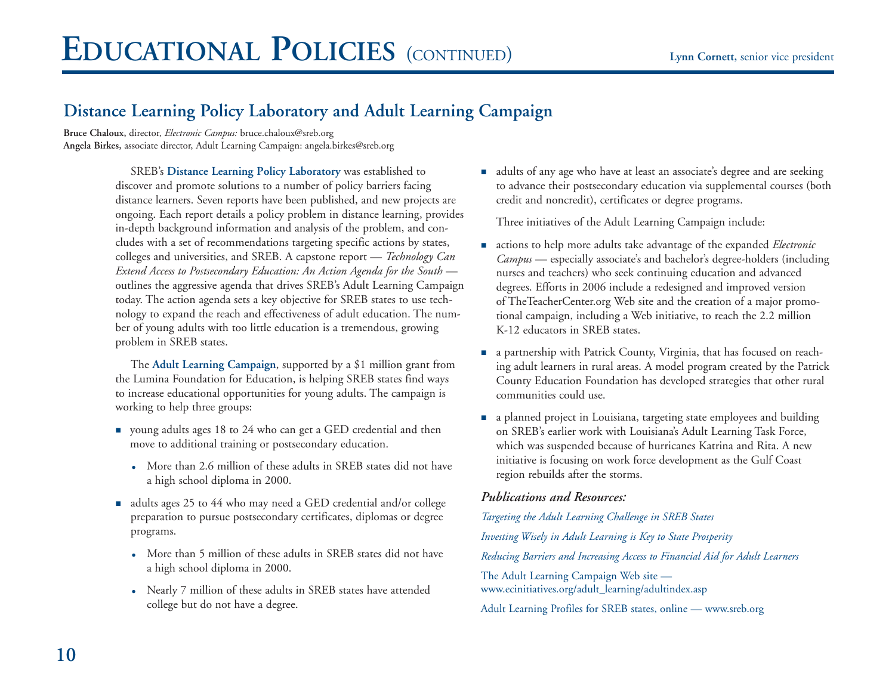# Educational Policies (continued)

**Lynn Cornett,** senior vice president

## Distance Learning Policy Laboratory and Adult Learning Campaign

**Bruce Chaloux,** director, *Electronic Campus:* bruce.chaloux@sreb.org
**Angela Birkes,** associate director, Adult Learning Campaign: angela.birkes@sreb.org

SREB's **Distance Learning Policy Laboratory** was established to discover and promote solutions to a number of policy barriers facing distance learners. Seven reports have been published, and new projects are ongoing. Each report details a policy problem in distance learning, provides in-depth background information and analysis of the problem, and concludes with a set of recommendations targeting specific actions by states, colleges and universities, and SREB. A capstone report — *Technology Can Extend Access to Postsecondary Education: An Action Agenda for the South* — outlines the aggressive agenda that drives SREB's Adult Learning Campaign today. The action agenda sets a key objective for SREB states to use technology to expand the reach and effectiveness of adult education. The number of young adults with too little education is a tremendous, growing problem in SREB states.

The **Adult Learning Campaign**, supported by a $1 million grant from the Lumina Foundation for Education, is helping SREB states find ways to increase educational opportunities for young adults. The campaign is working to help three groups:

- young adults ages 18 to 24 who can get a GED credential and then move to additional training or postsecondary education.
  - More than 2.6 million of these adults in SREB states did not have a high school diploma in 2000.
- adults ages 25 to 44 who may need a GED credential and/or college preparation to pursue postsecondary certificates, diplomas or degree programs.
  - More than 5 million of these adults in SREB states did not have a high school diploma in 2000.
  - Nearly 7 million of these adults in SREB states have attended college but do not have a degree.
- adults of any age who have at least an associate's degree and are seeking to advance their postsecondary education via supplemental courses (both credit and noncredit), certificates or degree programs.

Three initiatives of the Adult Learning Campaign include:

- actions to help more adults take advantage of the expanded *Electronic Campus* — especially associate's and bachelor's degree-holders (including nurses and teachers) who seek continuing education and advanced degrees. Efforts in 2006 include a redesigned and improved version of TheTeacherCenter.org Web site and the creation of a major promotional campaign, including a Web initiative, to reach the 2.2 million K-12 educators in SREB states.
- a partnership with Patrick County, Virginia, that has focused on reaching adult learners in rural areas. A model program created by the Patrick County Education Foundation has developed strategies that other rural communities could use.
- a planned project in Louisiana, targeting state employees and building on SREB's earlier work with Louisiana's Adult Learning Task Force, which was suspended because of hurricanes Katrina and Rita. A new initiative is focusing on work force development as the Gulf Coast region rebuilds after the storms.

### *Publications and Resources:*

*Targeting the Adult Learning Challenge in SREB States*

*Investing Wisely in Adult Learning is Key to State Prosperity*

*Reducing Barriers and Increasing Access to Financial Aid for Adult Learners*

The Adult Learning Campaign Web site — www.ecinitiatives.org/adult_learning/adultindex.asp

Adult Learning Profiles for SREB states, online — www.sreb.org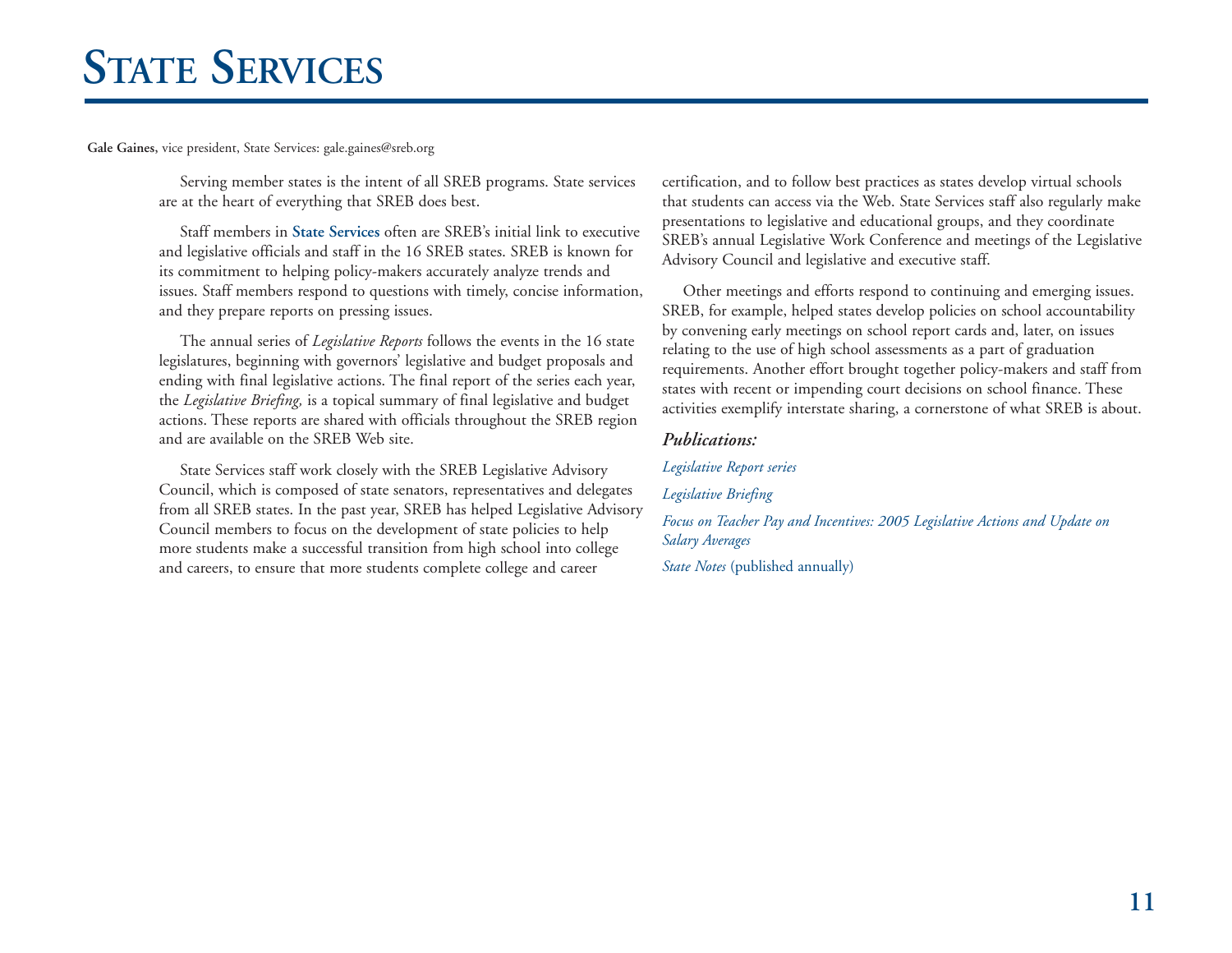# State Services

**Gale Gaines**, vice president, State Services: gale.gaines@sreb.org

Serving member states is the intent of all SREB programs. State services are at the heart of everything that SREB does best.

Staff members in **State Services** often are SREB's initial link to executive and legislative officials and staff in the 16 SREB states. SREB is known for its commitment to helping policy-makers accurately analyze trends and issues. Staff members respond to questions with timely, concise information, and they prepare reports on pressing issues.

The annual series of *Legislative Reports* follows the events in the 16 state legislatures, beginning with governors' legislative and budget proposals and ending with final legislative actions. The final report of the series each year, the *Legislative Briefing,* is a topical summary of final legislative and budget actions. These reports are shared with officials throughout the SREB region and are available on the SREB Web site.

State Services staff work closely with the SREB Legislative Advisory Council, which is composed of state senators, representatives and delegates from all SREB states. In the past year, SREB has helped Legislative Advisory Council members to focus on the development of state policies to help more students make a successful transition from high school into college and careers, to ensure that more students complete college and career certification, and to follow best practices as states develop virtual schools that students can access via the Web. State Services staff also regularly make presentations to legislative and educational groups, and they coordinate SREB's annual Legislative Work Conference and meetings of the Legislative Advisory Council and legislative and executive staff.

Other meetings and efforts respond to continuing and emerging issues. SREB, for example, helped states develop policies on school accountability by convening early meetings on school report cards and, later, on issues relating to the use of high school assessments as a part of graduation requirements. Another effort brought together policy-makers and staff from states with recent or impending court decisions on school finance. These activities exemplify interstate sharing, a cornerstone of what SREB is about.

***Publications:***

*Legislative Report series*

*Legislative Briefing*

*Focus on Teacher Pay and Incentives: 2005 Legislative Actions and Update on Salary Averages*

*State Notes* (published annually)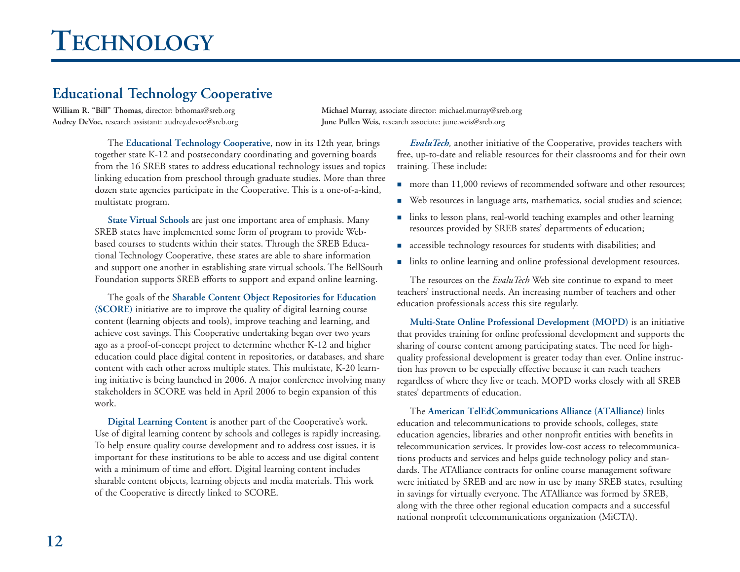# Technology

## Educational Technology Cooperative

**William R. "Bill" Thomas**, director: bthomas@sreb.org
**Audrey DeVoe**, research assistant: audrey.devoe@sreb.org
**Michael Murray,** associate director: michael.murray@sreb.org
**June Pullen Weis,** research associate: june.weis@sreb.org

The **Educational Technology Cooperative**, now in its 12th year, brings together state K-12 and postsecondary coordinating and governing boards from the 16 SREB states to address educational technology issues and topics linking education from preschool through graduate studies. More than three dozen state agencies participate in the Cooperative. This is a one-of-a-kind, multistate program.

**State Virtual Schools** are just one important area of emphasis. Many SREB states have implemented some form of program to provide Web-based courses to students within their states. Through the SREB Educational Technology Cooperative, these states are able to share information and support one another in establishing state virtual schools. The BellSouth Foundation supports SREB efforts to support and expand online learning.

The goals of the **Sharable Content Object Repositories for Education (SCORE)** initiative are to improve the quality of digital learning course content (learning objects and tools), improve teaching and learning, and achieve cost savings. This Cooperative undertaking began over two years ago as a proof-of-concept project to determine whether K-12 and higher education could place digital content in repositories, or databases, and share content with each other across multiple states. This multistate, K-20 learning initiative is being launched in 2006. A major conference involving many stakeholders in SCORE was held in April 2006 to begin expansion of this work.

**Digital Learning Content** is another part of the Cooperative's work. Use of digital learning content by schools and colleges is rapidly increasing. To help ensure quality course development and to address cost issues, it is important for these institutions to be able to access and use digital content with a minimum of time and effort. Digital learning content includes sharable content objects, learning objects and media materials. This work of the Cooperative is directly linked to SCORE.

***EvaluTech,*** another initiative of the Cooperative, provides teachers with free, up-to-date and reliable resources for their classrooms and for their own training. These include:

- more than 11,000 reviews of recommended software and other resources;
- Web resources in language arts, mathematics, social studies and science;
- links to lesson plans, real-world teaching examples and other learning resources provided by SREB states' departments of education;
- accessible technology resources for students with disabilities; and
- links to online learning and online professional development resources.

The resources on the *EvaluTech* Web site continue to expand to meet teachers' instructional needs. An increasing number of teachers and other education professionals access this site regularly.

**Multi-State Online Professional Development (MOPD)** is an initiative that provides training for online professional development and supports the sharing of course content among participating states. The need for high-quality professional development is greater today than ever. Online instruction has proven to be especially effective because it can reach teachers regardless of where they live or teach. MOPD works closely with all SREB states' departments of education.

The **American TelEdCommunications Alliance (ATAlliance)** links education and telecommunications to provide schools, colleges, state education agencies, libraries and other nonprofit entities with benefits in telecommunication services. It provides low-cost access to telecommunications products and services and helps guide technology policy and standards. The ATAlliance contracts for online course management software were initiated by SREB and are now in use by many SREB states, resulting in savings for virtually everyone. The ATAlliance was formed by SREB, along with the three other regional education compacts and a successful national nonprofit telecommunications organization (MiCTA).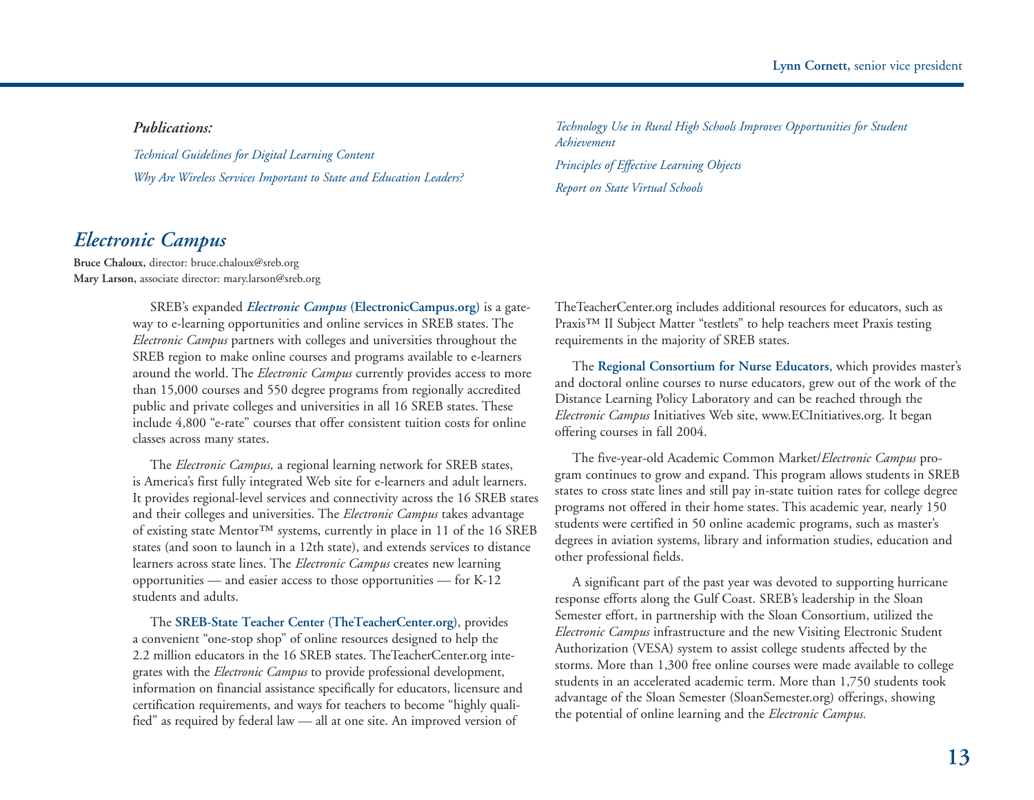Lynn Cornett, senior vice president

***Publications:***

*Technical Guidelines for Digital Learning Content*

*Why Are Wireless Services Important to State and Education Leaders?*

*Technology Use in Rural High Schools Improves Opportunities for Student Achievement*

*Principles of Effective Learning Objects*

*Report on State Virtual Schools*

## *Electronic Campus*

**Bruce Chaloux,** director: bruce.chaloux@sreb.org
**Mary Larson,** associate director: mary.larson@sreb.org

SREB's expanded ***Electronic Campus* (ElectronicCampus.org)** is a gateway to e-learning opportunities and online services in SREB states. The *Electronic Campus* partners with colleges and universities throughout the SREB region to make online courses and programs available to e-learners around the world. The *Electronic Campus* currently provides access to more than 15,000 courses and 550 degree programs from regionally accredited public and private colleges and universities in all 16 SREB states. These include 4,800 "e-rate" courses that offer consistent tuition costs for online classes across many states.

The *Electronic Campus,* a regional learning network for SREB states, is America's first fully integrated Web site for e-learners and adult learners. It provides regional-level services and connectivity across the 16 SREB states and their colleges and universities. The *Electronic Campus* takes advantage of existing state Mentor™ systems, currently in place in 11 of the 16 SREB states (and soon to launch in a 12th state), and extends services to distance learners across state lines. The *Electronic Campus* creates new learning opportunities — and easier access to those opportunities — for K-12 students and adults.

The **SREB-State Teacher Center (TheTeacherCenter.org)**, provides a convenient "one-stop shop" of online resources designed to help the 2.2 million educators in the 16 SREB states. TheTeacherCenter.org integrates with the *Electronic Campus* to provide professional development, information on financial assistance specifically for educators, licensure and certification requirements, and ways for teachers to become "highly qualified" as required by federal law — all at one site. An improved version of TheTeacherCenter.org includes additional resources for educators, such as Praxis™ II Subject Matter "testlets" to help teachers meet Praxis testing requirements in the majority of SREB states.

The **Regional Consortium for Nurse Educators**, which provides master's and doctoral online courses to nurse educators, grew out of the work of the Distance Learning Policy Laboratory and can be reached through the *Electronic Campus* Initiatives Web site, www.ECInitiatives.org. It began offering courses in fall 2004.

The five-year-old Academic Common Market/*Electronic Campus* program continues to grow and expand. This program allows students in SREB states to cross state lines and still pay in-state tuition rates for college degree programs not offered in their home states. This academic year, nearly 150 students were certified in 50 online academic programs, such as master's degrees in aviation systems, library and information studies, education and other professional fields.

A significant part of the past year was devoted to supporting hurricane response efforts along the Gulf Coast. SREB's leadership in the Sloan Semester effort, in partnership with the Sloan Consortium, utilized the *Electronic Campus* infrastructure and the new Visiting Electronic Student Authorization (VESA) system to assist college students affected by the storms. More than 1,300 free online courses were made available to college students in an accelerated academic term. More than 1,750 students took advantage of the Sloan Semester (SloanSemester.org) offerings, showing the potential of online learning and the *Electronic Campus.*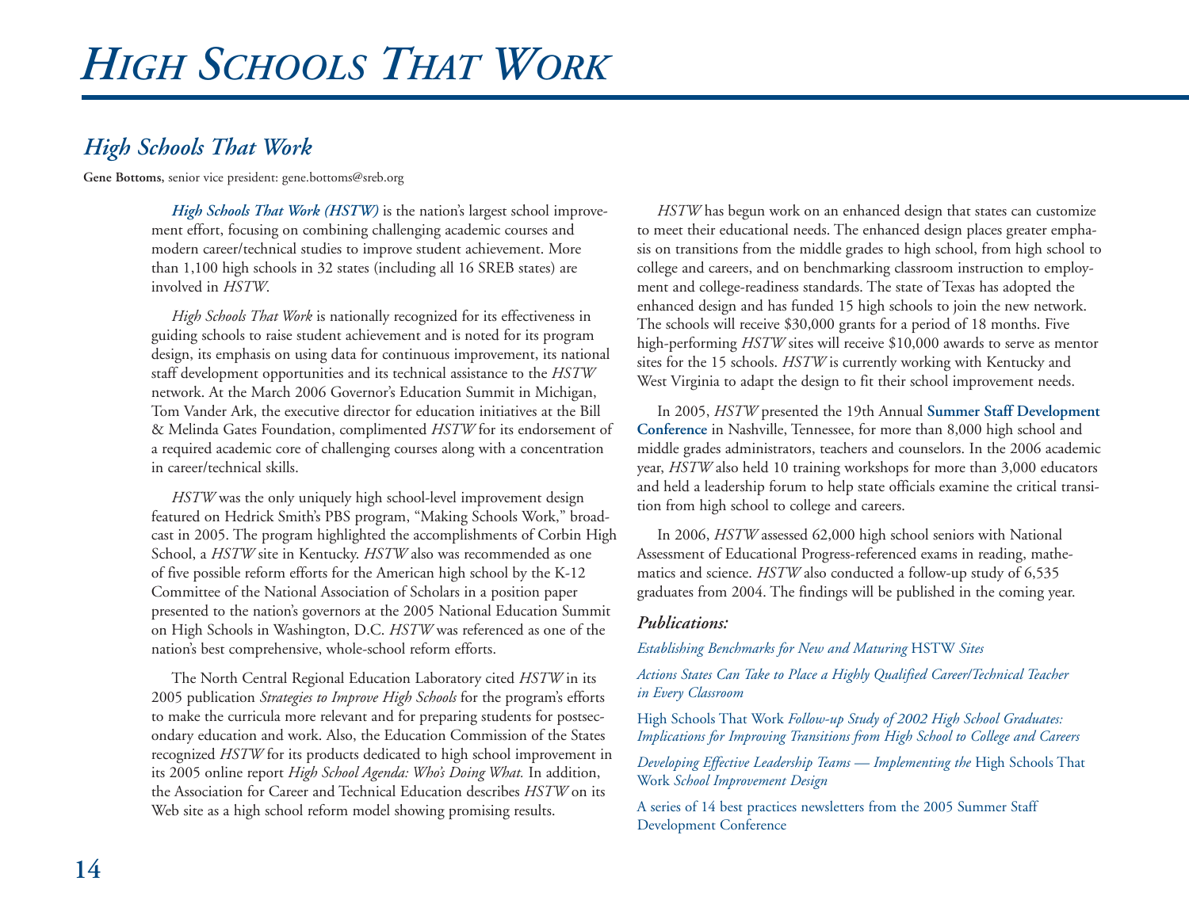# *High Schools That Work*

## *High Schools That Work*

**Gene Bottoms,** senior vice president: gene.bottoms@sreb.org

***High Schools That Work (HSTW)*** is the nation's largest school improvement effort, focusing on combining challenging academic courses and modern career/technical studies to improve student achievement. More than 1,100 high schools in 32 states (including all 16 SREB states) are involved in *HSTW*.

*High Schools That Work* is nationally recognized for its effectiveness in guiding schools to raise student achievement and is noted for its program design, its emphasis on using data for continuous improvement, its national staff development opportunities and its technical assistance to the *HSTW* network. At the March 2006 Governor's Education Summit in Michigan, Tom Vander Ark, the executive director for education initiatives at the Bill & Melinda Gates Foundation, complimented *HSTW* for its endorsement of a required academic core of challenging courses along with a concentration in career/technical skills.

*HSTW* was the only uniquely high school-level improvement design featured on Hedrick Smith's PBS program, "Making Schools Work," broadcast in 2005. The program highlighted the accomplishments of Corbin High School, a *HSTW* site in Kentucky. *HSTW* also was recommended as one of five possible reform efforts for the American high school by the K-12 Committee of the National Association of Scholars in a position paper presented to the nation's governors at the 2005 National Education Summit on High Schools in Washington, D.C. *HSTW* was referenced as one of the nation's best comprehensive, whole-school reform efforts.

The North Central Regional Education Laboratory cited *HSTW* in its 2005 publication *Strategies to Improve High Schools* for the program's efforts to make the curricula more relevant and for preparing students for postsecondary education and work. Also, the Education Commission of the States recognized *HSTW* for its products dedicated to high school improvement in its 2005 online report *High School Agenda: Who's Doing What.* In addition, the Association for Career and Technical Education describes *HSTW* on its Web site as a high school reform model showing promising results.

*HSTW* has begun work on an enhanced design that states can customize to meet their educational needs. The enhanced design places greater emphasis on transitions from the middle grades to high school, from high school to college and careers, and on benchmarking classroom instruction to employment and college-readiness standards. The state of Texas has adopted the enhanced design and has funded 15 high schools to join the new network. The schools will receive $30,000 grants for a period of 18 months. Five high-performing *HSTW* sites will receive $10,000 awards to serve as mentor sites for the 15 schools. *HSTW* is currently working with Kentucky and West Virginia to adapt the design to fit their school improvement needs.

In 2005, *HSTW* presented the 19th Annual **Summer Staff Development Conference** in Nashville, Tennessee, for more than 8,000 high school and middle grades administrators, teachers and counselors. In the 2006 academic year, *HSTW* also held 10 training workshops for more than 3,000 educators and held a leadership forum to help state officials examine the critical transition from high school to college and careers.

In 2006, *HSTW* assessed 62,000 high school seniors with National Assessment of Educational Progress-referenced exams in reading, mathematics and science. *HSTW* also conducted a follow-up study of 6,535 graduates from 2004. The findings will be published in the coming year.

### *Publications:*

*Establishing Benchmarks for New and Maturing* HSTW *Sites*

*Actions States Can Take to Place a Highly Qualified Career/Technical Teacher in Every Classroom*

High Schools That Work *Follow-up Study of 2002 High School Graduates: Implications for Improving Transitions from High School to College and Careers*

*Developing Effective Leadership Teams — Implementing the* High Schools That Work *School Improvement Design*

A series of 14 best practices newsletters from the 2005 Summer Staff Development Conference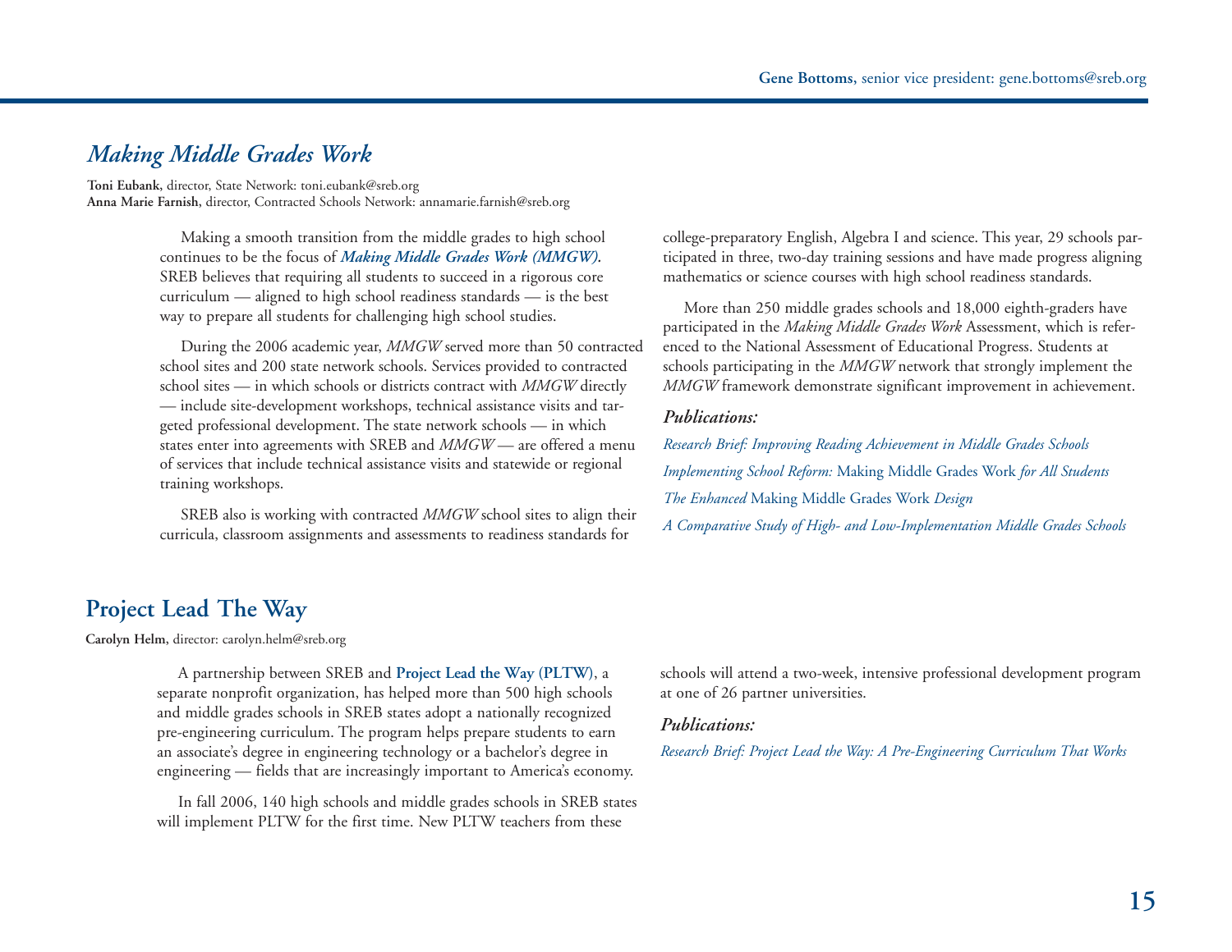Gene Bottoms, senior vice president: gene.bottoms@sreb.org

## *Making Middle Grades Work*

**Toni Eubank,** director, State Network: toni.eubank@sreb.org
**Anna Marie Farnish,** director, Contracted Schools Network: annamarie.farnish@sreb.org

Making a smooth transition from the middle grades to high school continues to be the focus of ***Making Middle Grades Work (MMGW).*** SREB believes that requiring all students to succeed in a rigorous core curriculum — aligned to high school readiness standards — is the best way to prepare all students for challenging high school studies.

During the 2006 academic year, *MMGW* served more than 50 contracted school sites and 200 state network schools. Services provided to contracted school sites — in which schools or districts contract with *MMGW* directly — include site-development workshops, technical assistance visits and targeted professional development. The state network schools — in which states enter into agreements with SREB and *MMGW* — are offered a menu of services that include technical assistance visits and statewide or regional training workshops.

SREB also is working with contracted *MMGW* school sites to align their curricula, classroom assignments and assessments to readiness standards for college-preparatory English, Algebra I and science. This year, 29 schools participated in three, two-day training sessions and have made progress aligning mathematics or science courses with high school readiness standards.

More than 250 middle grades schools and 18,000 eighth-graders have participated in the *Making Middle Grades Work* Assessment, which is referenced to the National Assessment of Educational Progress. Students at schools participating in the *MMGW* network that strongly implement the *MMGW* framework demonstrate significant improvement in achievement.

### *Publications:*

*Research Brief: Improving Reading Achievement in Middle Grades Schools*

*Implementing School Reform:* Making Middle Grades Work *for All Students*

*The Enhanced* Making Middle Grades Work *Design*

*A Comparative Study of High- and Low-Implementation Middle Grades Schools*

## Project Lead The Way

**Carolyn Helm,** director: carolyn.helm@sreb.org

A partnership between SREB and **Project Lead the Way (PLTW)**, a separate nonprofit organization, has helped more than 500 high schools and middle grades schools in SREB states adopt a nationally recognized pre-engineering curriculum. The program helps prepare students to earn an associate's degree in engineering technology or a bachelor's degree in engineering — fields that are increasingly important to America's economy.

In fall 2006, 140 high schools and middle grades schools in SREB states will implement PLTW for the first time. New PLTW teachers from these schools will attend a two-week, intensive professional development program at one of 26 partner universities.

### *Publications:*

*Research Brief: Project Lead the Way: A Pre-Engineering Curriculum That Works*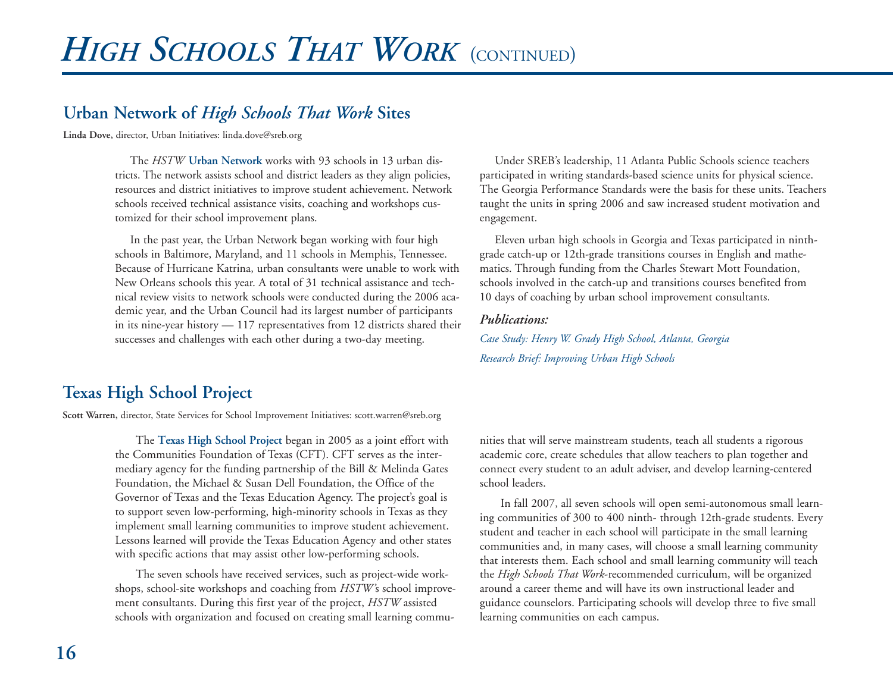# *High Schools That Work* (continued)

## Urban Network of *High Schools That Work* Sites

**Linda Dove**, director, Urban Initiatives: linda.dove@sreb.org

The *HSTW* **Urban Network** works with 93 schools in 13 urban districts. The network assists school and district leaders as they align policies, resources and district initiatives to improve student achievement. Network schools received technical assistance visits, coaching and workshops customized for their school improvement plans.

In the past year, the Urban Network began working with four high schools in Baltimore, Maryland, and 11 schools in Memphis, Tennessee. Because of Hurricane Katrina, urban consultants were unable to work with New Orleans schools this year. A total of 31 technical assistance and technical review visits to network schools were conducted during the 2006 academic year, and the Urban Council had its largest number of participants in its nine-year history — 117 representatives from 12 districts shared their successes and challenges with each other during a two-day meeting.

Under SREB's leadership, 11 Atlanta Public Schools science teachers participated in writing standards-based science units for physical science. The Georgia Performance Standards were the basis for these units. Teachers taught the units in spring 2006 and saw increased student motivation and engagement.

Eleven urban high schools in Georgia and Texas participated in ninth-grade catch-up or 12th-grade transitions courses in English and mathematics. Through funding from the Charles Stewart Mott Foundation, schools involved in the catch-up and transitions courses benefited from 10 days of coaching by urban school improvement consultants.

***Publications:***

*Case Study: Henry W. Grady High School, Atlanta, Georgia*

*Research Brief: Improving Urban High Schools*

## Texas High School Project

**Scott Warren**, director, State Services for School Improvement Initiatives: scott.warren@sreb.org

The **Texas High School Project** began in 2005 as a joint effort with the Communities Foundation of Texas (CFT). CFT serves as the intermediary agency for the funding partnership of the Bill & Melinda Gates Foundation, the Michael & Susan Dell Foundation, the Office of the Governor of Texas and the Texas Education Agency. The project's goal is to support seven low-performing, high-minority schools in Texas as they implement small learning communities to improve student achievement. Lessons learned will provide the Texas Education Agency and other states with specific actions that may assist other low-performing schools.

The seven schools have received services, such as project-wide workshops, school-site workshops and coaching from *HSTW*'s school improvement consultants. During this first year of the project, *HSTW* assisted schools with organization and focused on creating small learning communities that will serve mainstream students, teach all students a rigorous academic core, create schedules that allow teachers to plan together and connect every student to an adult adviser, and develop learning-centered school leaders.

In fall 2007, all seven schools will open semi-autonomous small learning communities of 300 to 400 ninth- through 12th-grade students. Every student and teacher in each school will participate in the small learning communities and, in many cases, will choose a small learning community that interests them. Each school and small learning community will teach the *High Schools That Work*-recommended curriculum, will be organized around a career theme and will have its own instructional leader and guidance counselors. Participating schools will develop three to five small learning communities on each campus.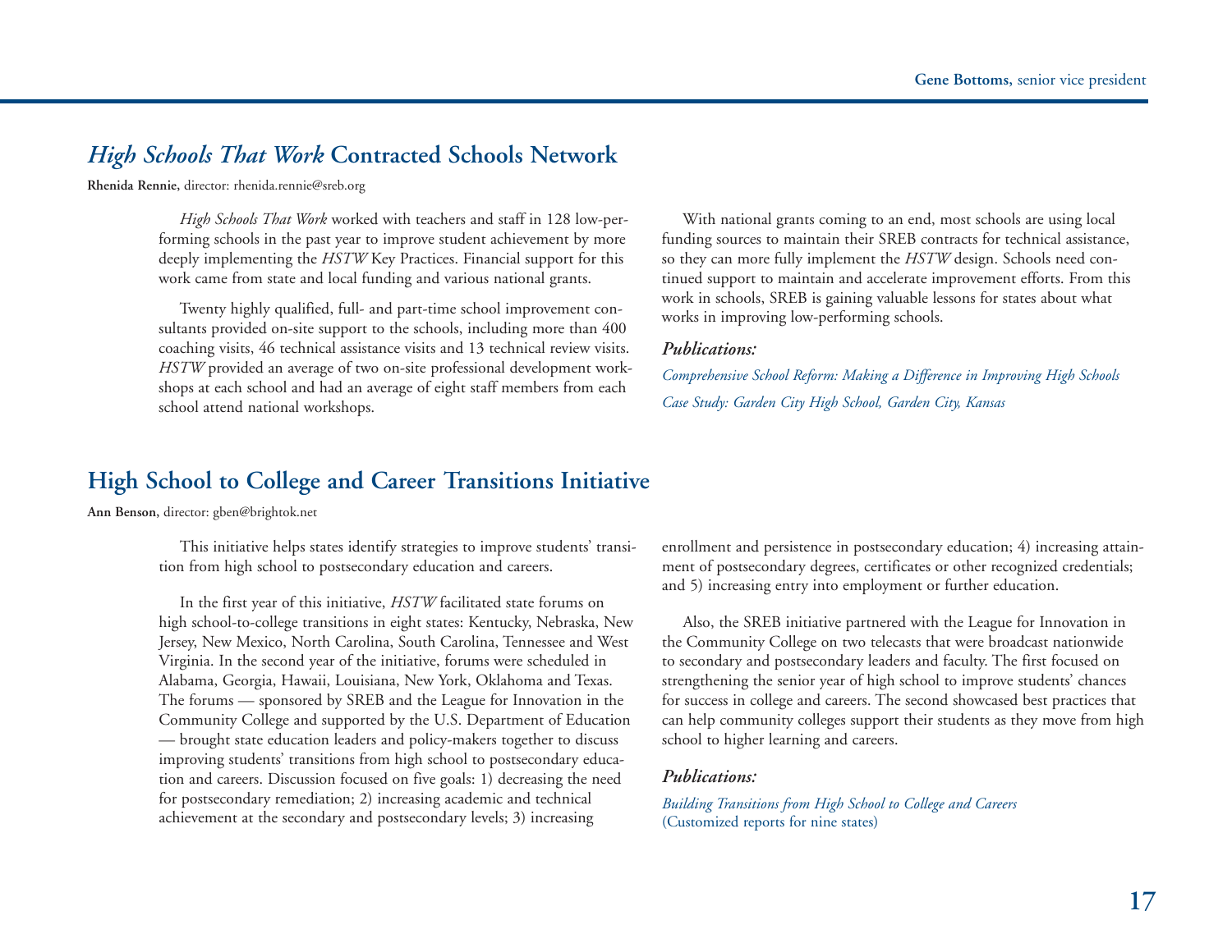## *High Schools That Work* Contracted Schools Network

**Rhenida Rennie,** director: rhenida.rennie@sreb.org

*High Schools That Work* worked with teachers and staff in 128 low-performing schools in the past year to improve student achievement by more deeply implementing the *HSTW* Key Practices. Financial support for this work came from state and local funding and various national grants.

Twenty highly qualified, full- and part-time school improvement consultants provided on-site support to the schools, including more than 400 coaching visits, 46 technical assistance visits and 13 technical review visits. *HSTW* provided an average of two on-site professional development workshops at each school and had an average of eight staff members from each school attend national workshops.

With national grants coming to an end, most schools are using local funding sources to maintain their SREB contracts for technical assistance, so they can more fully implement the *HSTW* design. Schools need continued support to maintain and accelerate improvement efforts. From this work in schools, SREB is gaining valuable lessons for states about what works in improving low-performing schools.

### *Publications:*

*Comprehensive School Reform: Making a Difference in Improving High Schools*

*Case Study: Garden City High School, Garden City, Kansas*

## High School to College and Career Transitions Initiative

**Ann Benson,** director: gben@brightok.net

This initiative helps states identify strategies to improve students' transition from high school to postsecondary education and careers.

In the first year of this initiative, *HSTW* facilitated state forums on high school-to-college transitions in eight states: Kentucky, Nebraska, New Jersey, New Mexico, North Carolina, South Carolina, Tennessee and West Virginia. In the second year of the initiative, forums were scheduled in Alabama, Georgia, Hawaii, Louisiana, New York, Oklahoma and Texas. The forums — sponsored by SREB and the League for Innovation in the Community College and supported by the U.S. Department of Education — brought state education leaders and policy-makers together to discuss improving students' transitions from high school to postsecondary education and careers. Discussion focused on five goals: 1) decreasing the need for postsecondary remediation; 2) increasing academic and technical achievement at the secondary and postsecondary levels; 3) increasing enrollment and persistence in postsecondary education; 4) increasing attainment of postsecondary degrees, certificates or other recognized credentials; and 5) increasing entry into employment or further education.

Also, the SREB initiative partnered with the League for Innovation in the Community College on two telecasts that were broadcast nationwide to secondary and postsecondary leaders and faculty. The first focused on strengthening the senior year of high school to improve students' chances for success in college and careers. The second showcased best practices that can help community colleges support their students as they move from high school to higher learning and careers.

### *Publications:*

*Building Transitions from High School to College and Careers*
(Customized reports for nine states)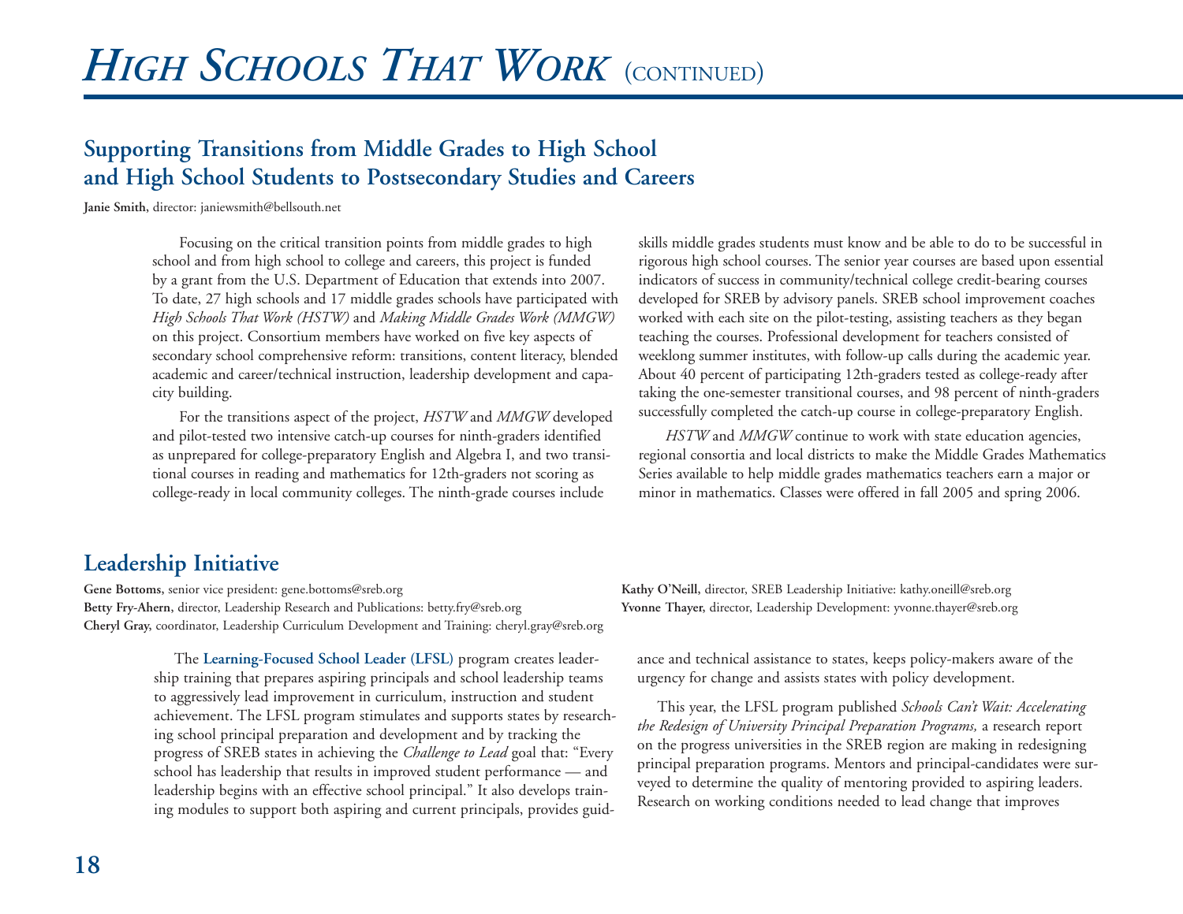# *High Schools That Work* (continued)

## Supporting Transitions from Middle Grades to High School and High School Students to Postsecondary Studies and Careers

**Janie Smith,** director: janiewsmith@bellsouth.net

Focusing on the critical transition points from middle grades to high school and from high school to college and careers, this project is funded by a grant from the U.S. Department of Education that extends into 2007. To date, 27 high schools and 17 middle grades schools have participated with *High Schools That Work (HSTW)* and *Making Middle Grades Work (MMGW)* on this project. Consortium members have worked on five key aspects of secondary school comprehensive reform: transitions, content literacy, blended academic and career/technical instruction, leadership development and capacity building.

For the transitions aspect of the project, *HSTW* and *MMGW* developed and pilot-tested two intensive catch-up courses for ninth-graders identified as unprepared for college-preparatory English and Algebra I, and two transitional courses in reading and mathematics for 12th-graders not scoring as college-ready in local community colleges. The ninth-grade courses include skills middle grades students must know and be able to do to be successful in rigorous high school courses. The senior year courses are based upon essential indicators of success in community/technical college credit-bearing courses developed for SREB by advisory panels. SREB school improvement coaches worked with each site on the pilot-testing, assisting teachers as they began teaching the courses. Professional development for teachers consisted of weeklong summer institutes, with follow-up calls during the academic year. About 40 percent of participating 12th-graders tested as college-ready after taking the one-semester transitional courses, and 98 percent of ninth-graders successfully completed the catch-up course in college-preparatory English.

*HSTW* and *MMGW* continue to work with state education agencies, regional consortia and local districts to make the Middle Grades Mathematics Series available to help middle grades mathematics teachers earn a major or minor in mathematics. Classes were offered in fall 2005 and spring 2006.

## Leadership Initiative

**Gene Bottoms,** senior vice president: gene.bottoms@sreb.org
**Betty Fry-Ahern,** director, Leadership Research and Publications: betty.fry@sreb.org
**Cheryl Gray,** coordinator, Leadership Curriculum Development and Training: cheryl.gray@sreb.org
**Kathy O'Neill,** director, SREB Leadership Initiative: kathy.oneill@sreb.org
**Yvonne Thayer,** director, Leadership Development: yvonne.thayer@sreb.org

The **Learning-Focused School Leader (LFSL)** program creates leadership training that prepares aspiring principals and school leadership teams to aggressively lead improvement in curriculum, instruction and student achievement. The LFSL program stimulates and supports states by researching school principal preparation and development and by tracking the progress of SREB states in achieving the *Challenge to Lead* goal that: "Every school has leadership that results in improved student performance — and leadership begins with an effective school principal." It also develops training modules to support both aspiring and current principals, provides guidance and technical assistance to states, keeps policy-makers aware of the urgency for change and assists states with policy development.

This year, the LFSL program published *Schools Can't Wait: Accelerating the Redesign of University Principal Preparation Programs,* a research report on the progress universities in the SREB region are making in redesigning principal preparation programs. Mentors and principal-candidates were surveyed to determine the quality of mentoring provided to aspiring leaders. Research on working conditions needed to lead change that improves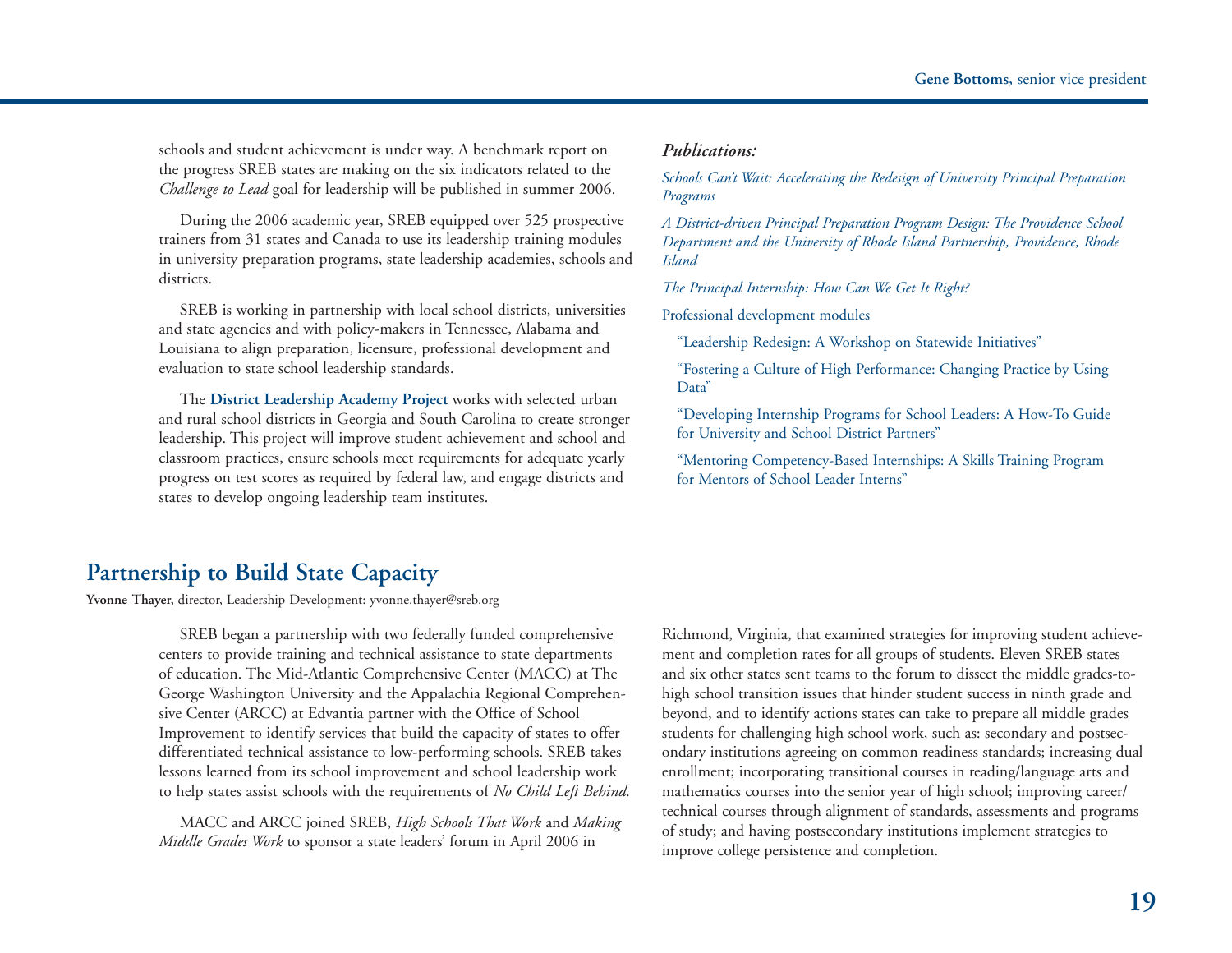schools and student achievement is under way. A benchmark report on the progress SREB states are making on the six indicators related to the *Challenge to Lead* goal for leadership will be published in summer 2006.

During the 2006 academic year, SREB equipped over 525 prospective trainers from 31 states and Canada to use its leadership training modules in university preparation programs, state leadership academies, schools and districts.

SREB is working in partnership with local school districts, universities and state agencies and with policy-makers in Tennessee, Alabama and Louisiana to align preparation, licensure, professional development and evaluation to state school leadership standards.

The **District Leadership Academy Project** works with selected urban and rural school districts in Georgia and South Carolina to create stronger leadership. This project will improve student achievement and school and classroom practices, ensure schools meet requirements for adequate yearly progress on test scores as required by federal law, and engage districts and states to develop ongoing leadership team institutes.

***Publications:***

*Schools Can't Wait: Accelerating the Redesign of University Principal Preparation Programs*

*A District-driven Principal Preparation Program Design: The Providence School Department and the University of Rhode Island Partnership, Providence, Rhode Island*

*The Principal Internship: How Can We Get It Right?*

Professional development modules

- "Leadership Redesign: A Workshop on Statewide Initiatives"
- "Fostering a Culture of High Performance: Changing Practice by Using Data"
- "Developing Internship Programs for School Leaders: A How-To Guide for University and School District Partners"
- "Mentoring Competency-Based Internships: A Skills Training Program for Mentors of School Leader Interns"

## Partnership to Build State Capacity

**Yvonne Thayer**, director, Leadership Development: yvonne.thayer@sreb.org

SREB began a partnership with two federally funded comprehensive centers to provide training and technical assistance to state departments of education. The Mid-Atlantic Comprehensive Center (MACC) at The George Washington University and the Appalachia Regional Comprehensive Center (ARCC) at Edvantia partner with the Office of School Improvement to identify services that build the capacity of states to offer differentiated technical assistance to low-performing schools. SREB takes lessons learned from its school improvement and school leadership work to help states assist schools with the requirements of *No Child Left Behind.*

MACC and ARCC joined SREB, *High Schools That Work* and *Making Middle Grades Work* to sponsor a state leaders' forum in April 2006 in Richmond, Virginia, that examined strategies for improving student achievement and completion rates for all groups of students. Eleven SREB states and six other states sent teams to the forum to dissect the middle grades-to-high school transition issues that hinder student success in ninth grade and beyond, and to identify actions states can take to prepare all middle grades students for challenging high school work, such as: secondary and postsecondary institutions agreeing on common readiness standards; increasing dual enrollment; incorporating transitional courses in reading/language arts and mathematics courses into the senior year of high school; improving career/technical courses through alignment of standards, assessments and programs of study; and having postsecondary institutions implement strategies to improve college persistence and completion.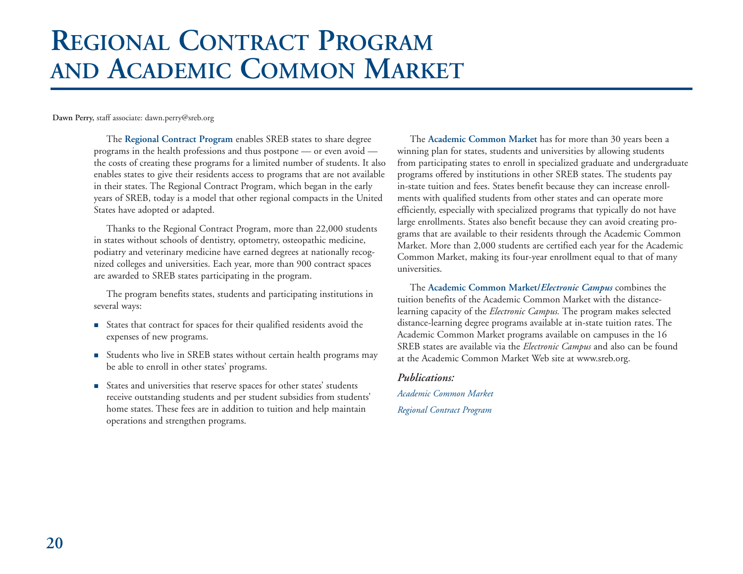# Regional Contract Program and Academic Common Market

**Dawn Perry,** staff associate: dawn.perry@sreb.org

The **Regional Contract Program** enables SREB states to share degree programs in the health professions and thus postpone — or even avoid — the costs of creating these programs for a limited number of students. It also enables states to give their residents access to programs that are not available in their states. The Regional Contract Program, which began in the early years of SREB, today is a model that other regional compacts in the United States have adopted or adapted.

Thanks to the Regional Contract Program, more than 22,000 students in states without schools of dentistry, optometry, osteopathic medicine, podiatry and veterinary medicine have earned degrees at nationally recognized colleges and universities. Each year, more than 900 contract spaces are awarded to SREB states participating in the program.

The program benefits states, students and participating institutions in several ways:

- States that contract for spaces for their qualified residents avoid the expenses of new programs.
- Students who live in SREB states without certain health programs may be able to enroll in other states' programs.
- States and universities that reserve spaces for other states' students receive outstanding students and per student subsidies from students' home states. These fees are in addition to tuition and help maintain operations and strengthen programs.

The **Academic Common Market** has for more than 30 years been a winning plan for states, students and universities by allowing students from participating states to enroll in specialized graduate and undergraduate programs offered by institutions in other SREB states. The students pay in-state tuition and fees. States benefit because they can increase enrollments with qualified students from other states and can operate more efficiently, especially with specialized programs that typically do not have large enrollments. States also benefit because they can avoid creating programs that are available to their residents through the Academic Common Market. More than 2,000 students are certified each year for the Academic Common Market, making its four-year enrollment equal to that of many universities.

The **Academic Common Market/*Electronic Campus*** combines the tuition benefits of the Academic Common Market with the distance-learning capacity of the *Electronic Campus.* The program makes selected distance-learning degree programs available at in-state tuition rates. The Academic Common Market programs available on campuses in the 16 SREB states are available via the *Electronic Campus* and also can be found at the Academic Common Market Web site at www.sreb.org.

***Publications:***

*Academic Common Market*

*Regional Contract Program*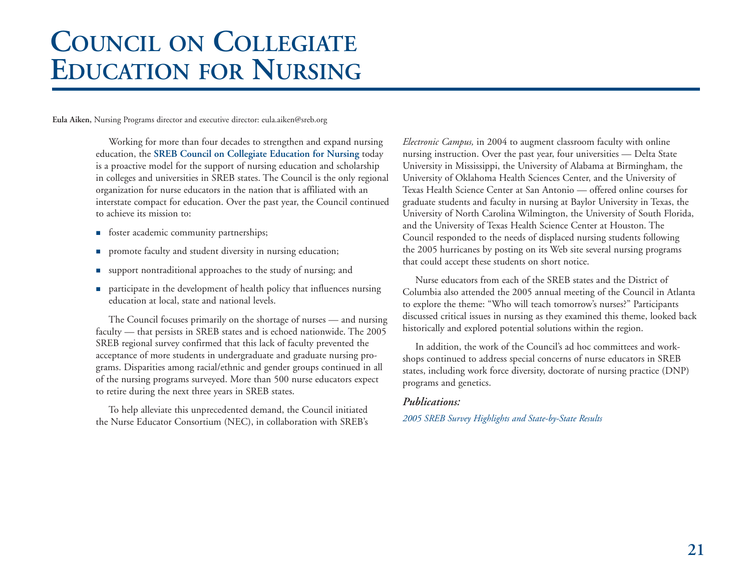# Council on Collegiate Education for Nursing

**Eula Aiken,** Nursing Programs director and executive director: eula.aiken@sreb.org

Working for more than four decades to strengthen and expand nursing education, the **SREB Council on Collegiate Education for Nursing** today is a proactive model for the support of nursing education and scholarship in colleges and universities in SREB states. The Council is the only regional organization for nurse educators in the nation that is affiliated with an interstate compact for education. Over the past year, the Council continued to achieve its mission to:

- foster academic community partnerships;
- promote faculty and student diversity in nursing education;
- support nontraditional approaches to the study of nursing; and
- participate in the development of health policy that influences nursing education at local, state and national levels.

The Council focuses primarily on the shortage of nurses — and nursing faculty — that persists in SREB states and is echoed nationwide. The 2005 SREB regional survey confirmed that this lack of faculty prevented the acceptance of more students in undergraduate and graduate nursing programs. Disparities among racial/ethnic and gender groups continued in all of the nursing programs surveyed. More than 500 nurse educators expect to retire during the next three years in SREB states.

To help alleviate this unprecedented demand, the Council initiated the Nurse Educator Consortium (NEC), in collaboration with SREB's *Electronic Campus,* in 2004 to augment classroom faculty with online nursing instruction. Over the past year, four universities — Delta State University in Mississippi, the University of Alabama at Birmingham, the University of Oklahoma Health Sciences Center, and the University of Texas Health Science Center at San Antonio — offered online courses for graduate students and faculty in nursing at Baylor University in Texas, the University of North Carolina Wilmington, the University of South Florida, and the University of Texas Health Science Center at Houston. The Council responded to the needs of displaced nursing students following the 2005 hurricanes by posting on its Web site several nursing programs that could accept these students on short notice.

Nurse educators from each of the SREB states and the District of Columbia also attended the 2005 annual meeting of the Council in Atlanta to explore the theme: "Who will teach tomorrow's nurses?" Participants discussed critical issues in nursing as they examined this theme, looked back historically and explored potential solutions within the region.

In addition, the work of the Council's ad hoc committees and workshops continued to address special concerns of nurse educators in SREB states, including work force diversity, doctorate of nursing practice (DNP) programs and genetics.

***Publications:***

*2005 SREB Survey Highlights and State-by-State Results*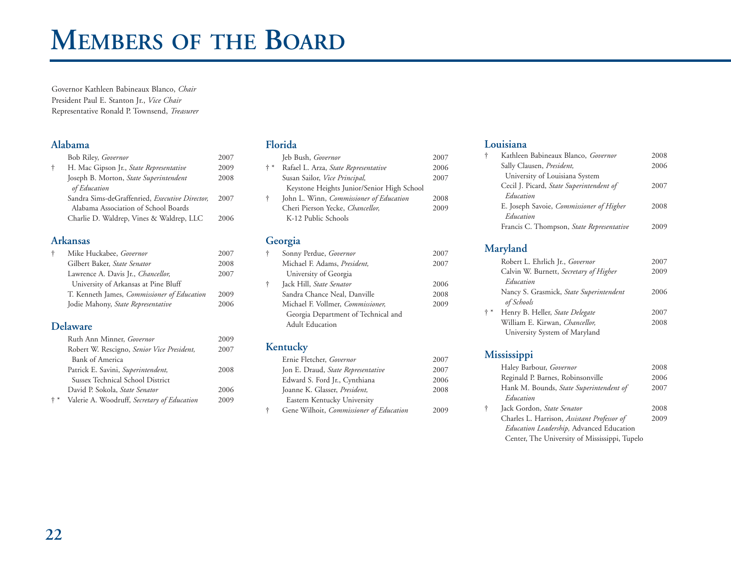# Members of the Board

Governor Kathleen Babineaux Blanco, *Chair*
President Paul E. Stanton Jr., *Vice Chair*
Representative Ronald P. Townsend, *Treasurer*

## Alabama

| | | |
|---|---|---|
| | Bob Riley, *Governor* | 2007 |
| † | H. Mac Gipson Jr., *State Representative* | 2009 |
| | Joseph B. Morton, *State Superintendent of Education* | 2008 |
| | Sandra Sims-deGraffenried, *Executive Director,* Alabama Association of School Boards | 2007 |
| | Charlie D. Waldrep, Vines & Waldrep, LLC | 2006 |

## Arkansas

| | | |
|---|---|---|
| † | Mike Huckabee, *Governor* | 2007 |
| | Gilbert Baker, *State Senator* | 2008 |
| | Lawrence A. Davis Jr., *Chancellor,* University of Arkansas at Pine Bluff | 2007 |
| | T. Kenneth James, *Commissioner of Education* | 2009 |
| | Jodie Mahony, *State Representative* | 2006 |

## Delaware

| | | |
|---|---|---|
| | Ruth Ann Minner, *Governor* | 2009 |
| | Robert W. Rescigno, *Senior Vice President,* Bank of America | 2007 |
| | Patrick E. Savini, *Superintendent,* Sussex Technical School District | 2008 |
| | David P. Sokola, *State Senator* | 2006 |
| † * | Valerie A. Woodruff, *Secretary of Education* | 2009 |

## Florida

| | | |
|---|---|---|
| | Jeb Bush, *Governor* | 2007 |
| † * | Rafael L. Arza, *State Representative* | 2006 |
| | Susan Sailor, *Vice Principal,* Keystone Heights Junior/Senior High School | 2007 |
| † | John L. Winn, *Commissioner of Education* | 2008 |
| | Cheri Pierson Yecke, *Chancellor,* K-12 Public Schools | 2009 |

## Georgia

| | | |
|---|---|---|
| † | Sonny Perdue, *Governor* | 2007 |
| | Michael F. Adams, *President,* University of Georgia | 2007 |
| † | Jack Hill, *State Senator* | 2006 |
| | Sandra Chance Neal, Danville | 2008 |
| | Michael F. Vollmer, *Commissioner,* Georgia Department of Technical and Adult Education | 2009 |

## Kentucky

| | | |
|---|---|---|
| | Ernie Fletcher, *Governor* | 2007 |
| | Jon E. Draud, *State Representative* | 2007 |
| | Edward S. Ford Jr., Cynthiana | 2006 |
| | Joanne K. Glasser, *President,* Eastern Kentucky University | 2008 |
| † | Gene Wilhoit, *Commissioner of Education* | 2009 |

## Louisiana

| | | |
|---|---|---|
| † | Kathleen Babineaux Blanco, *Governor* | 2008 |
| | Sally Clausen, *President,* University of Louisiana System | 2006 |
| | Cecil J. Picard, *State Superintendent of Education* | 2007 |
| | E. Joseph Savoie, *Commissioner of Higher Education* | 2008 |
| | Francis C. Thompson, *State Representative* | 2009 |

## Maryland

| | | |
|---|---|---|
| | Robert L. Ehrlich Jr., *Governor* | 2007 |
| | Calvin W. Burnett, *Secretary of Higher Education* | 2009 |
| | Nancy S. Grasmick, *State Superintendent of Schools* | 2006 |
| † * | Henry B. Heller, *State Delegate* | 2007 |
| | William E. Kirwan, *Chancellor,* University System of Maryland | 2008 |

## Mississippi

| | | |
|---|---|---|
| | Haley Barbour, *Governor* | 2008 |
| | Reginald P. Barnes, Robinsonville | 2006 |
| | Hank M. Bounds, *State Superintendent of Education* | 2007 |
| † | Jack Gordon, *State Senator* | 2008 |
| | Charles L. Harrison, *Assistant Professor of Education Leadership,* Advanced Education Center, The University of Mississippi, Tupelo | 2009 |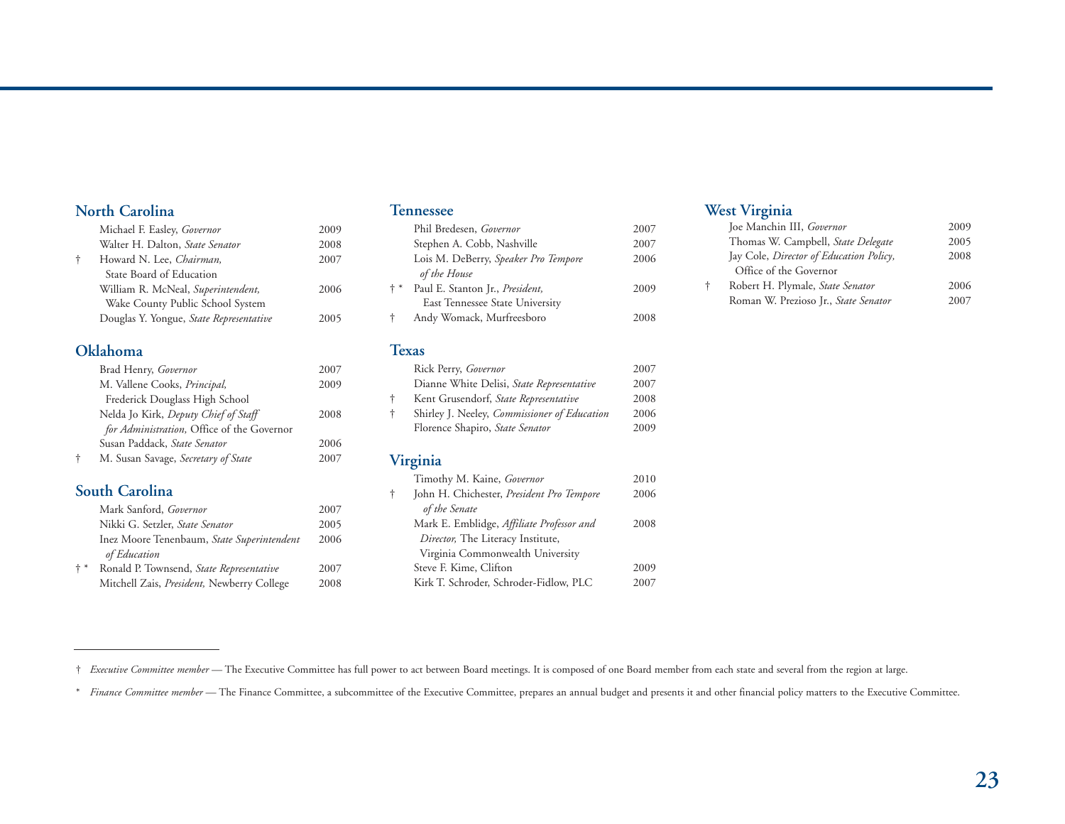## North Carolina

| | Name | Year |
|---|---|---|
| | Michael F. Easley, *Governor* | 2009 |
| | Walter H. Dalton, *State Senator* | 2008 |
| † | Howard N. Lee, *Chairman,* State Board of Education | 2007 |
| | William R. McNeal, *Superintendent,* Wake County Public School System | 2006 |
| | Douglas Y. Yongue, *State Representative* | 2005 |

## Oklahoma

| | Name | Year |
|---|---|---|
| | Brad Henry, *Governor* | 2007 |
| | M. Vallene Cooks, *Principal,* Frederick Douglass High School | 2009 |
| | Nelda Jo Kirk, *Deputy Chief of Staff for Administration,* Office of the Governor | 2008 |
| | Susan Paddack, *State Senator* | 2006 |
| † | M. Susan Savage, *Secretary of State* | 2007 |

## South Carolina

| | Name | Year |
|---|---|---|
| | Mark Sanford, *Governor* | 2007 |
| | Nikki G. Setzler, *State Senator* | 2005 |
| | Inez Moore Tenenbaum, *State Superintendent of Education* | 2006 |
| † * | Ronald P. Townsend, *State Representative* | 2007 |
| | Mitchell Zais, *President,* Newberry College | 2008 |

## Tennessee

| | Name | Year |
|---|---|---|
| | Phil Bredesen, *Governor* | 2007 |
| | Stephen A. Cobb, Nashville | 2007 |
| | Lois M. DeBerry, *Speaker Pro Tempore of the House* | 2006 |
| † * | Paul E. Stanton Jr., *President,* East Tennessee State University | 2009 |
| † | Andy Womack, Murfreesboro | 2008 |

## Texas

| | Name | Year |
|---|---|---|
| | Rick Perry, *Governor* | 2007 |
| | Dianne White Delisi, *State Representative* | 2007 |
| † | Kent Grusendorf, *State Representative* | 2008 |
| † | Shirley J. Neeley, *Commissioner of Education* | 2006 |
| | Florence Shapiro, *State Senator* | 2009 |

## Virginia

| | Name | Year |
|---|---|---|
| | Timothy M. Kaine, *Governor* | 2010 |
| † | John H. Chichester, *President Pro Tempore of the Senate* | 2006 |
| | Mark E. Emblidge, *Affiliate Professor and Director,* The Literacy Institute, Virginia Commonwealth University | 2008 |
| | Steve F. Kime, Clifton | 2009 |
| | Kirk T. Schroder, Schroder-Fidlow, PLC | 2007 |

## West Virginia

| | Name | Year |
|---|---|---|
| | Joe Manchin III, *Governor* | 2009 |
| | Thomas W. Campbell, *State Delegate* | 2005 |
| | Jay Cole, *Director of Education Policy,* Office of the Governor | 2008 |
| † | Robert H. Plymale, *State Senator* | 2006 |
| | Roman W. Prezioso Jr., *State Senator* | 2007 |

---

† *Executive Committee member* — The Executive Committee has full power to act between Board meetings. It is composed of one Board member from each state and several from the region at large.

\* *Finance Committee member* — The Finance Committee, a subcommittee of the Executive Committee, prepares an annual budget and presents it and other financial policy matters to the Executive Committee.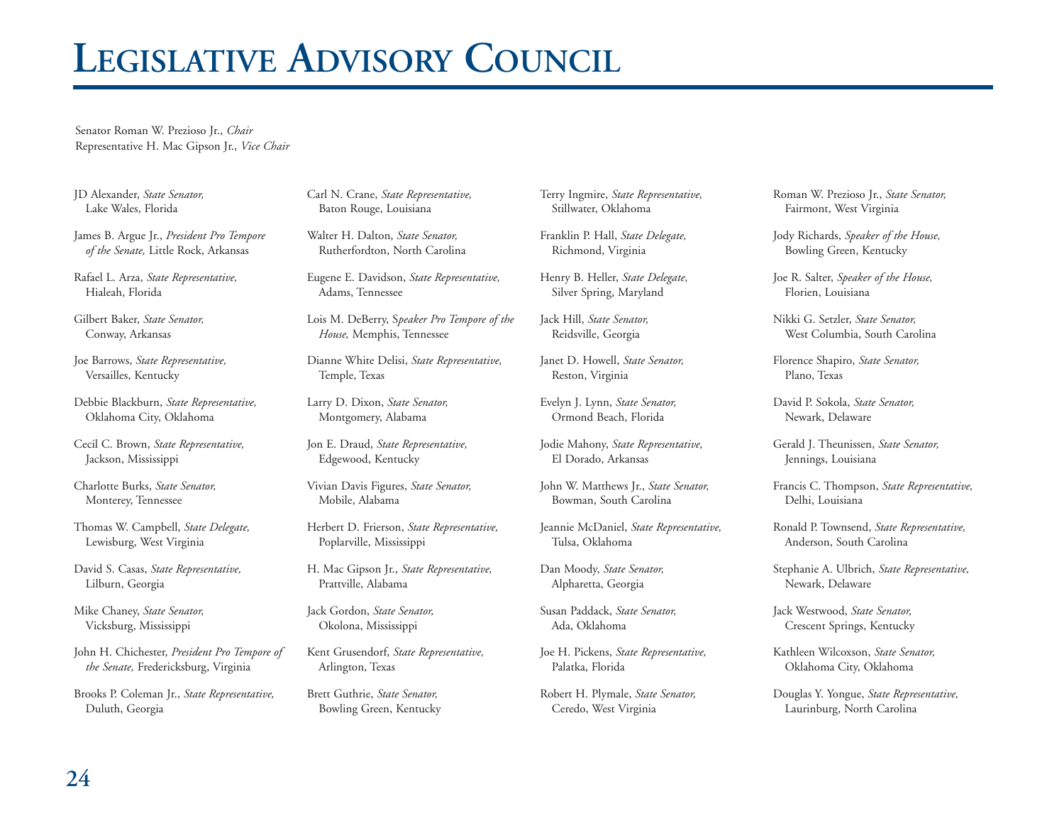# Legislative Advisory Council

Senator Roman W. Prezioso Jr., *Chair*
Representative H. Mac Gipson Jr., *Vice Chair*

JD Alexander, *State Senator,* Lake Wales, Florida

James B. Argue Jr., *President Pro Tempore of the Senate,* Little Rock, Arkansas

Rafael L. Arza, *State Representative,* Hialeah, Florida

Gilbert Baker, *State Senator,* Conway, Arkansas

Joe Barrows, *State Representative,* Versailles, Kentucky

Debbie Blackburn, *State Representative,* Oklahoma City, Oklahoma

Cecil C. Brown, *State Representative,* Jackson, Mississippi

Charlotte Burks, *State Senator,* Monterey, Tennessee

Thomas W. Campbell, *State Delegate,* Lewisburg, West Virginia

David S. Casas, *State Representative,* Lilburn, Georgia

Mike Chaney, *State Senator,* Vicksburg, Mississippi

John H. Chichester, *President Pro Tempore of the Senate,* Fredericksburg, Virginia

Brooks P. Coleman Jr., *State Representative,* Duluth, Georgia

Carl N. Crane, *State Representative,* Baton Rouge, Louisiana

Walter H. Dalton, *State Senator,* Rutherfordton, North Carolina

Eugene E. Davidson, *State Representative,* Adams, Tennessee

Lois M. DeBerry, *Speaker Pro Tempore of the House,* Memphis, Tennessee

Dianne White Delisi, *State Representative,* Temple, Texas

Larry D. Dixon, *State Senator,* Montgomery, Alabama

Jon E. Draud, *State Representative,* Edgewood, Kentucky

Vivian Davis Figures, *State Senator,* Mobile, Alabama

Herbert D. Frierson, *State Representative,* Poplarville, Mississippi

H. Mac Gipson Jr., *State Representative,* Prattville, Alabama

Jack Gordon, *State Senator,* Okolona, Mississippi

Kent Grusendorf, *State Representative,* Arlington, Texas

Brett Guthrie, *State Senator,* Bowling Green, Kentucky

Terry Ingmire, *State Representative,* Stillwater, Oklahoma

Franklin P. Hall, *State Delegate,* Richmond, Virginia

Henry B. Heller, *State Delegate,* Silver Spring, Maryland

Jack Hill, *State Senator,* Reidsville, Georgia

Janet D. Howell, *State Senator,* Reston, Virginia

Evelyn J. Lynn, *State Senator,* Ormond Beach, Florida

Jodie Mahony, *State Representative,* El Dorado, Arkansas

John W. Matthews Jr., *State Senator,* Bowman, South Carolina

Jeannie McDaniel, *State Representative,* Tulsa, Oklahoma

Dan Moody, *State Senator,* Alpharetta, Georgia

Susan Paddack, *State Senator,* Ada, Oklahoma

Joe H. Pickens, *State Representative,* Palatka, Florida

Robert H. Plymale, *State Senator,* Ceredo, West Virginia

Roman W. Prezioso Jr., *State Senator,* Fairmont, West Virginia

Jody Richards, *Speaker of the House,* Bowling Green, Kentucky

Joe R. Salter, *Speaker of the House,* Florien, Louisiana

Nikki G. Setzler, *State Senator,* West Columbia, South Carolina

Florence Shapiro, *State Senator,* Plano, Texas

David P. Sokola, *State Senator,* Newark, Delaware

Gerald J. Theunissen, *State Senator,* Jennings, Louisiana

Francis C. Thompson, *State Representative,* Delhi, Louisiana

Ronald P. Townsend, *State Representative,* Anderson, South Carolina

Stephanie A. Ulbrich, *State Representative,* Newark, Delaware

Jack Westwood, *State Senator,* Crescent Springs, Kentucky

Kathleen Wilcoxson, *State Senator,* Oklahoma City, Oklahoma

Douglas Y. Yongue, *State Representative,* Laurinburg, North Carolina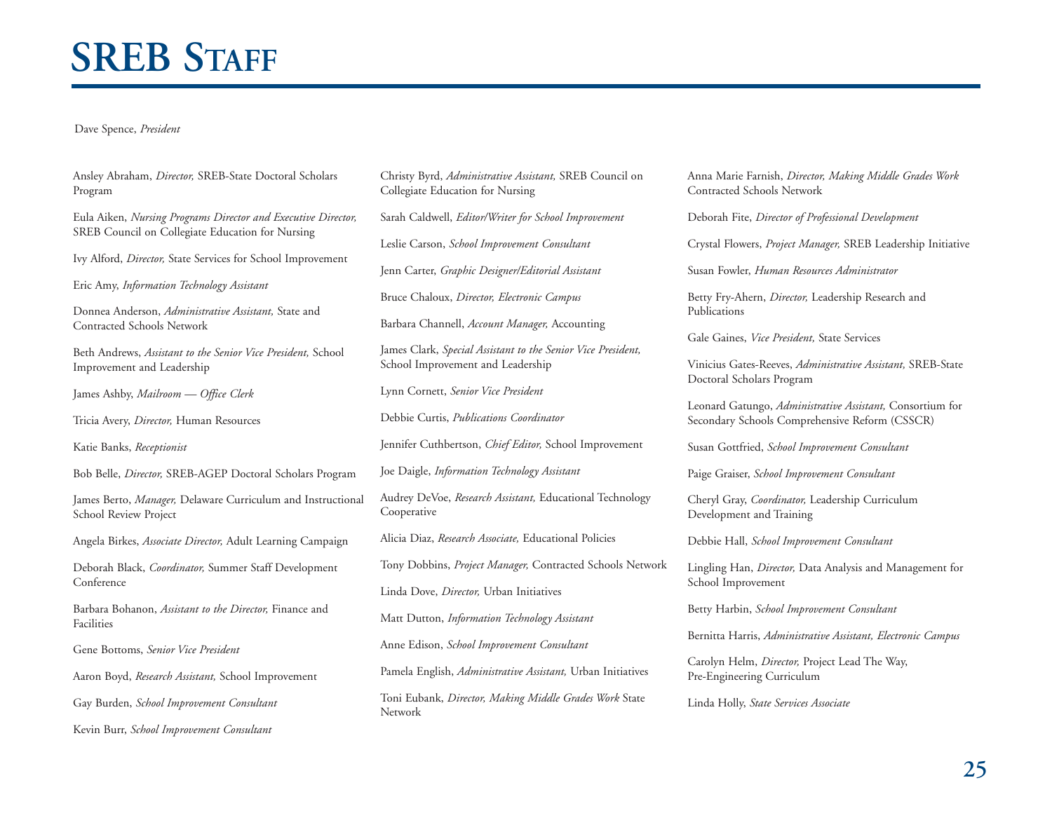# SREB Staff

Dave Spence, *President*

Ansley Abraham, *Director,* SREB-State Doctoral Scholars Program

Eula Aiken, *Nursing Programs Director and Executive Director,* SREB Council on Collegiate Education for Nursing

Ivy Alford, *Director,* State Services for School Improvement

Eric Amy, *Information Technology Assistant*

Donnea Anderson, *Administrative Assistant,* State and Contracted Schools Network

Beth Andrews, *Assistant to the Senior Vice President,* School Improvement and Leadership

James Ashby, *Mailroom — Office Clerk*

Tricia Avery, *Director,* Human Resources

Katie Banks, *Receptionist*

Bob Belle, *Director,* SREB-AGEP Doctoral Scholars Program

James Berto, *Manager,* Delaware Curriculum and Instructional School Review Project

Angela Birkes, *Associate Director,* Adult Learning Campaign

Deborah Black, *Coordinator,* Summer Staff Development Conference

Barbara Bohanon, *Assistant to the Director,* Finance and Facilities

Gene Bottoms, *Senior Vice President*

Aaron Boyd, *Research Assistant,* School Improvement

Gay Burden, *School Improvement Consultant*

Kevin Burr, *School Improvement Consultant*

Christy Byrd, *Administrative Assistant,* SREB Council on Collegiate Education for Nursing

Sarah Caldwell, *Editor/Writer for School Improvement*

Leslie Carson, *School Improvement Consultant*

Jenn Carter, *Graphic Designer/Editorial Assistant*

Bruce Chaloux, *Director, Electronic Campus*

Barbara Channell, *Account Manager,* Accounting

James Clark, *Special Assistant to the Senior Vice President,* School Improvement and Leadership

Lynn Cornett, *Senior Vice President*

Debbie Curtis, *Publications Coordinator*

Jennifer Cuthbertson, *Chief Editor,* School Improvement

Joe Daigle, *Information Technology Assistant*

Audrey DeVoe, *Research Assistant,* Educational Technology Cooperative

Alicia Diaz, *Research Associate,* Educational Policies

Tony Dobbins, *Project Manager,* Contracted Schools Network

Linda Dove, *Director,* Urban Initiatives

Matt Dutton, *Information Technology Assistant*

Anne Edison, *School Improvement Consultant*

Pamela English, *Administrative Assistant,* Urban Initiatives

Toni Eubank, *Director, Making Middle Grades Work* State Network

Anna Marie Farnish, *Director, Making Middle Grades Work* Contracted Schools Network

Deborah Fite, *Director of Professional Development*

Crystal Flowers, *Project Manager,* SREB Leadership Initiative

Susan Fowler, *Human Resources Administrator*

Betty Fry-Ahern, *Director,* Leadership Research and Publications

Gale Gaines, *Vice President,* State Services

Vinicius Gates-Reeves, *Administrative Assistant,* SREB-State Doctoral Scholars Program

Leonard Gatungo, *Administrative Assistant,* Consortium for Secondary Schools Comprehensive Reform (CSSCR)

Susan Gottfried, *School Improvement Consultant*

Paige Graiser, *School Improvement Consultant*

Cheryl Gray, *Coordinator,* Leadership Curriculum Development and Training

Debbie Hall, *School Improvement Consultant*

Lingling Han, *Director,* Data Analysis and Management for School Improvement

Betty Harbin, *School Improvement Consultant*

Bernitta Harris, *Administrative Assistant, Electronic Campus*

Carolyn Helm, *Director,* Project Lead The Way, Pre-Engineering Curriculum

Linda Holly, *State Services Associate*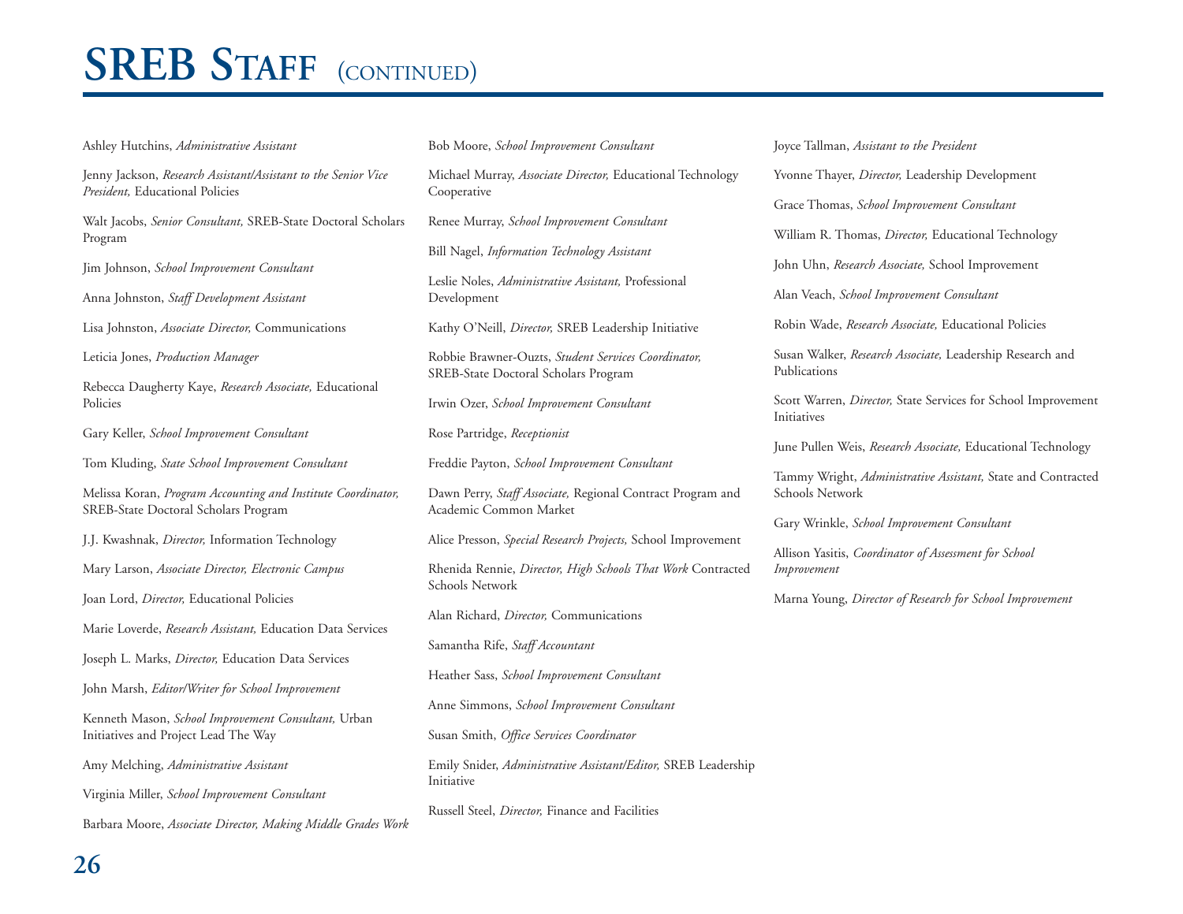# SREB Staff (continued)

Ashley Hutchins, *Administrative Assistant*

Jenny Jackson, *Research Assistant/Assistant to the Senior Vice President,* Educational Policies

Walt Jacobs, *Senior Consultant,* SREB-State Doctoral Scholars Program

Jim Johnson, *School Improvement Consultant*

Anna Johnston, *Staff Development Assistant*

Lisa Johnston, *Associate Director,* Communications

Leticia Jones, *Production Manager*

Rebecca Daugherty Kaye, *Research Associate,* Educational Policies

Gary Keller, *School Improvement Consultant*

Tom Kluding, *State School Improvement Consultant*

Melissa Koran, *Program Accounting and Institute Coordinator,* SREB-State Doctoral Scholars Program

J.J. Kwashnak, *Director,* Information Technology

Mary Larson, *Associate Director, Electronic Campus*

Joan Lord, *Director,* Educational Policies

Marie Loverde, *Research Assistant,* Education Data Services

Joseph L. Marks, *Director,* Education Data Services

John Marsh, *Editor/Writer for School Improvement*

Kenneth Mason, *School Improvement Consultant,* Urban Initiatives and Project Lead The Way

Amy Melching, *Administrative Assistant*

Virginia Miller, *School Improvement Consultant*

Barbara Moore, *Associate Director, Making Middle Grades Work*

Bob Moore, *School Improvement Consultant*

Michael Murray, *Associate Director,* Educational Technology Cooperative

Renee Murray, *School Improvement Consultant*

Bill Nagel, *Information Technology Assistant*

Leslie Noles, *Administrative Assistant,* Professional Development

Kathy O'Neill, *Director,* SREB Leadership Initiative

Robbie Brawner-Ouzts, *Student Services Coordinator,* SREB-State Doctoral Scholars Program

Irwin Ozer, *School Improvement Consultant*

Rose Partridge, *Receptionist*

Freddie Payton, *School Improvement Consultant*

Dawn Perry, *Staff Associate,* Regional Contract Program and Academic Common Market

Alice Presson, *Special Research Projects,* School Improvement

Rhenida Rennie, *Director, High Schools That Work* Contracted Schools Network

Alan Richard, *Director,* Communications

Samantha Rife, *Staff Accountant*

Heather Sass, *School Improvement Consultant*

Anne Simmons, *School Improvement Consultant*

Susan Smith, *Office Services Coordinator*

Emily Snider, *Administrative Assistant/Editor,* SREB Leadership Initiative

Russell Steel, *Director,* Finance and Facilities

Joyce Tallman, *Assistant to the President*

Yvonne Thayer, *Director,* Leadership Development

Grace Thomas, *School Improvement Consultant*

William R. Thomas, *Director,* Educational Technology

John Uhn, *Research Associate,* School Improvement

Alan Veach, *School Improvement Consultant*

Robin Wade, *Research Associate,* Educational Policies

Susan Walker, *Research Associate,* Leadership Research and Publications

Scott Warren, *Director,* State Services for School Improvement Initiatives

June Pullen Weis, *Research Associate,* Educational Technology

Tammy Wright, *Administrative Assistant,* State and Contracted Schools Network

Gary Wrinkle, *School Improvement Consultant*

Allison Yasitis, *Coordinator of Assessment for School Improvement*

Marna Young, *Director of Research for School Improvement*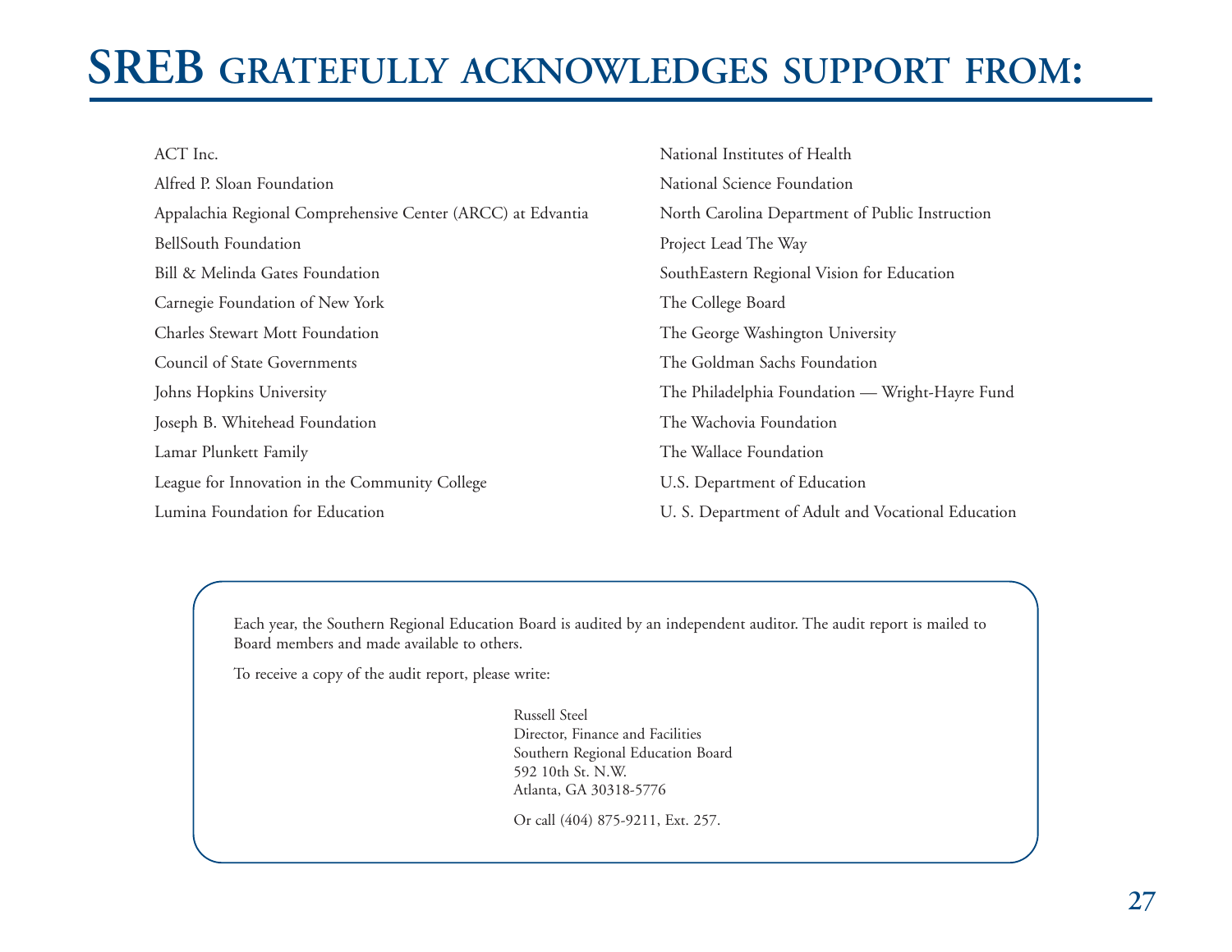# SREB GRATEFULLY ACKNOWLEDGES SUPPORT FROM:

ACT Inc.

Alfred P. Sloan Foundation

Appalachia Regional Comprehensive Center (ARCC) at Edvantia

BellSouth Foundation

Bill & Melinda Gates Foundation

Carnegie Foundation of New York

Charles Stewart Mott Foundation

Council of State Governments

Johns Hopkins University

Joseph B. Whitehead Foundation

Lamar Plunkett Family

League for Innovation in the Community College

Lumina Foundation for Education

National Institutes of Health

National Science Foundation

North Carolina Department of Public Instruction

Project Lead The Way

SouthEastern Regional Vision for Education

The College Board

The George Washington University

The Goldman Sachs Foundation

The Philadelphia Foundation — Wright-Hayre Fund

The Wachovia Foundation

The Wallace Foundation

U.S. Department of Education

U. S. Department of Adult and Vocational Education

Each year, the Southern Regional Education Board is audited by an independent auditor. The audit report is mailed to Board members and made available to others.

To receive a copy of the audit report, please write:

Russell Steel
Director, Finance and Facilities
Southern Regional Education Board
592 10th St. N.W.
Atlanta, GA 30318-5776

Or call (404) 875-9211, Ext. 257.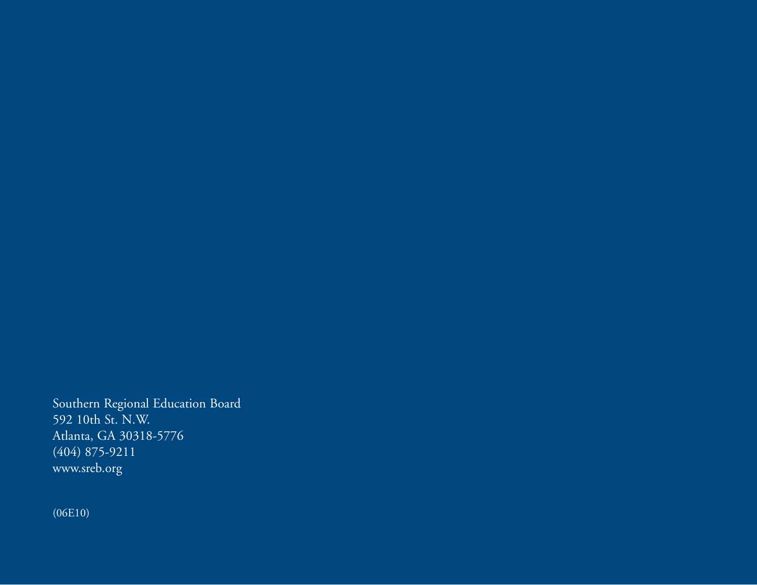Southern Regional Education Board
592 10th St. N.W.
Atlanta, GA 30318-5776
(404) 875-9211
www.sreb.org

(06E10)